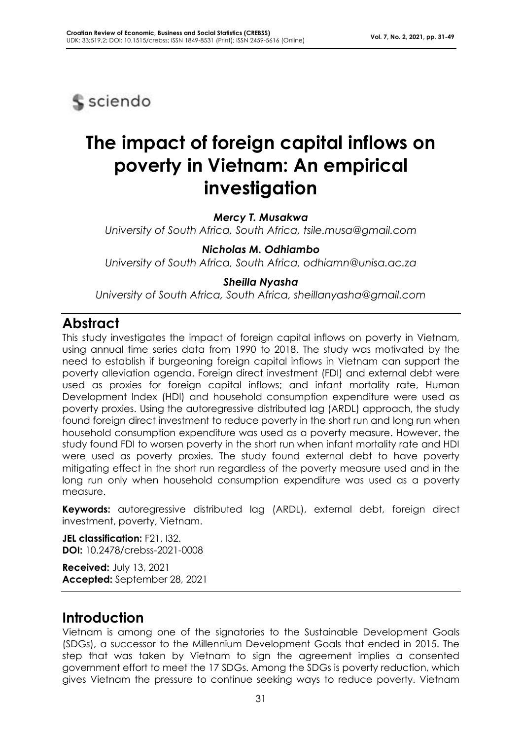sciendo

# The impact of foreign capital inflows on poverty in Vietnam: An empirical investigation

***Mercy T. Musakwa***
*University of South Africa, South Africa, tsile.musa@gmail.com*

***Nicholas M. Odhiambo***
*University of South Africa, South Africa, odhiamn@unisa.ac.za*

***Sheilla Nyasha***
*University of South Africa, South Africa, sheillanyasha@gmail.com*

## Abstract

This study investigates the impact of foreign capital inflows on poverty in Vietnam, using annual time series data from 1990 to 2018. The study was motivated by the need to establish if burgeoning foreign capital inflows in Vietnam can support the poverty alleviation agenda. Foreign direct investment (FDI) and external debt were used as proxies for foreign capital inflows; and infant mortality rate, Human Development Index (HDI) and household consumption expenditure were used as poverty proxies. Using the autoregressive distributed lag (ARDL) approach, the study found foreign direct investment to reduce poverty in the short run and long run when household consumption expenditure was used as a poverty measure. However, the study found FDI to worsen poverty in the short run when infant mortality rate and HDI were used as poverty proxies. The study found external debt to have poverty mitigating effect in the short run regardless of the poverty measure used and in the long run only when household consumption expenditure was used as a poverty measure.

**Keywords:** autoregressive distributed lag (ARDL), external debt, foreign direct investment, poverty, Vietnam.

**JEL classification:** F21, I32.
**DOI:** 10.2478/crebss-2021-0008

**Received:** July 13, 2021
**Accepted:** September 28, 2021

## Introduction

Vietnam is among one of the signatories to the Sustainable Development Goals (SDGs), a successor to the Millennium Development Goals that ended in 2015. The step that was taken by Vietnam to sign the agreement implies a consented government effort to meet the 17 SDGs. Among the SDGs is poverty reduction, which gives Vietnam the pressure to continue seeking ways to reduce poverty. Vietnam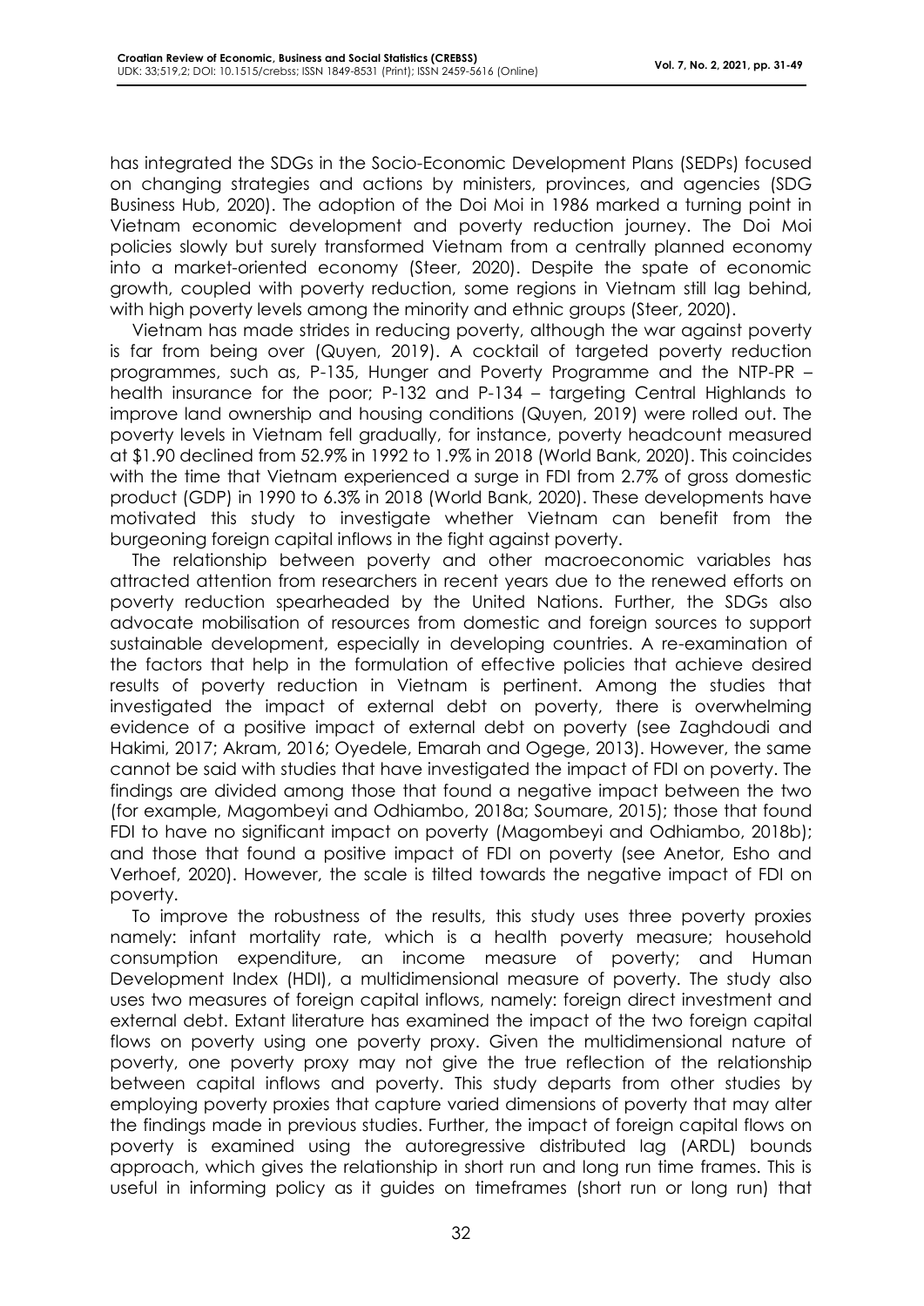has integrated the SDGs in the Socio-Economic Development Plans (SEDPs) focused on changing strategies and actions by ministers, provinces, and agencies (SDG Business Hub, 2020). The adoption of the Doi Moi in 1986 marked a turning point in Vietnam economic development and poverty reduction journey. The Doi Moi policies slowly but surely transformed Vietnam from a centrally planned economy into a market-oriented economy (Steer, 2020). Despite the spate of economic growth, coupled with poverty reduction, some regions in Vietnam still lag behind, with high poverty levels among the minority and ethnic groups (Steer, 2020).

Vietnam has made strides in reducing poverty, although the war against poverty is far from being over (Quyen, 2019). A cocktail of targeted poverty reduction programmes, such as, P-135, Hunger and Poverty Programme and the NTP-PR – health insurance for the poor; P-132 and P-134 – targeting Central Highlands to improve land ownership and housing conditions (Quyen, 2019) were rolled out. The poverty levels in Vietnam fell gradually, for instance, poverty headcount measured at $1.90 declined from 52.9% in 1992 to 1.9% in 2018 (World Bank, 2020). This coincides with the time that Vietnam experienced a surge in FDI from 2.7% of gross domestic product (GDP) in 1990 to 6.3% in 2018 (World Bank, 2020). These developments have motivated this study to investigate whether Vietnam can benefit from the burgeoning foreign capital inflows in the fight against poverty.

The relationship between poverty and other macroeconomic variables has attracted attention from researchers in recent years due to the renewed efforts on poverty reduction spearheaded by the United Nations. Further, the SDGs also advocate mobilisation of resources from domestic and foreign sources to support sustainable development, especially in developing countries. A re-examination of the factors that help in the formulation of effective policies that achieve desired results of poverty reduction in Vietnam is pertinent. Among the studies that investigated the impact of external debt on poverty, there is overwhelming evidence of a positive impact of external debt on poverty (see Zaghdoudi and Hakimi, 2017; Akram, 2016; Oyedele, Emarah and Ogege, 2013). However, the same cannot be said with studies that have investigated the impact of FDI on poverty. The findings are divided among those that found a negative impact between the two (for example, Magombeyi and Odhiambo, 2018a; Soumare, 2015); those that found FDI to have no significant impact on poverty (Magombeyi and Odhiambo, 2018b); and those that found a positive impact of FDI on poverty (see Anetor, Esho and Verhoef, 2020). However, the scale is tilted towards the negative impact of FDI on poverty.

To improve the robustness of the results, this study uses three poverty proxies namely: infant mortality rate, which is a health poverty measure; household consumption expenditure, an income measure of poverty; and Human Development Index (HDI), a multidimensional measure of poverty. The study also uses two measures of foreign capital inflows, namely: foreign direct investment and external debt. Extant literature has examined the impact of the two foreign capital flows on poverty using one poverty proxy. Given the multidimensional nature of poverty, one poverty proxy may not give the true reflection of the relationship between capital inflows and poverty. This study departs from other studies by employing poverty proxies that capture varied dimensions of poverty that may alter the findings made in previous studies. Further, the impact of foreign capital flows on poverty is examined using the autoregressive distributed lag (ARDL) bounds approach, which gives the relationship in short run and long run time frames. This is useful in informing policy as it guides on timeframes (short run or long run) that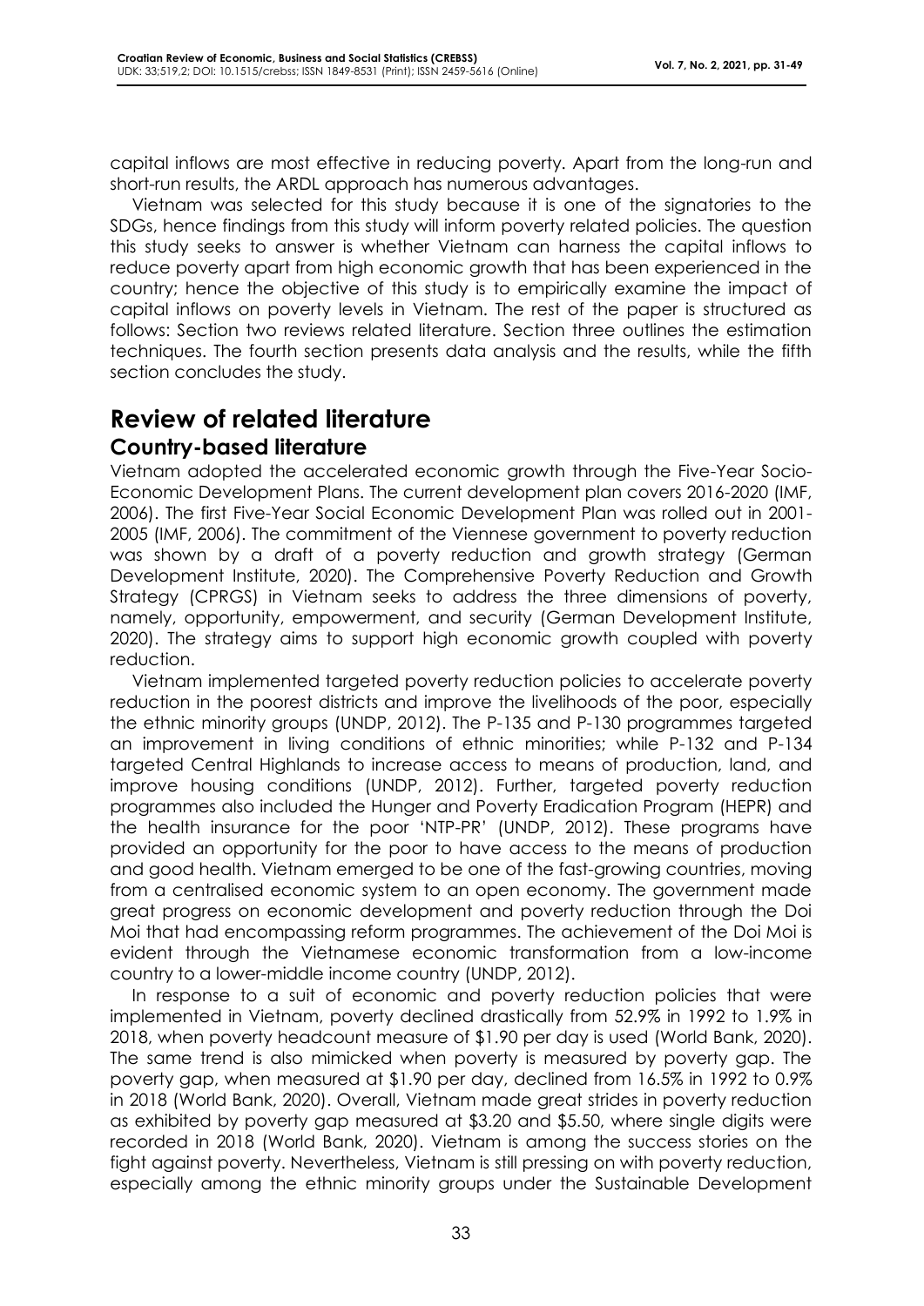capital inflows are most effective in reducing poverty. Apart from the long-run and short-run results, the ARDL approach has numerous advantages.

Vietnam was selected for this study because it is one of the signatories to the SDGs, hence findings from this study will inform poverty related policies. The question this study seeks to answer is whether Vietnam can harness the capital inflows to reduce poverty apart from high economic growth that has been experienced in the country; hence the objective of this study is to empirically examine the impact of capital inflows on poverty levels in Vietnam. The rest of the paper is structured as follows: Section two reviews related literature. Section three outlines the estimation techniques. The fourth section presents data analysis and the results, while the fifth section concludes the study.

# Review of related literature

## Country-based literature

Vietnam adopted the accelerated economic growth through the Five-Year Socio-Economic Development Plans. The current development plan covers 2016-2020 (IMF, 2006). The first Five-Year Social Economic Development Plan was rolled out in 2001-2005 (IMF, 2006). The commitment of the Viennese government to poverty reduction was shown by a draft of a poverty reduction and growth strategy (German Development Institute, 2020). The Comprehensive Poverty Reduction and Growth Strategy (CPRGS) in Vietnam seeks to address the three dimensions of poverty, namely, opportunity, empowerment, and security (German Development Institute, 2020). The strategy aims to support high economic growth coupled with poverty reduction.

Vietnam implemented targeted poverty reduction policies to accelerate poverty reduction in the poorest districts and improve the livelihoods of the poor, especially the ethnic minority groups (UNDP, 2012). The P-135 and P-130 programmes targeted an improvement in living conditions of ethnic minorities; while P-132 and P-134 targeted Central Highlands to increase access to means of production, land, and improve housing conditions (UNDP, 2012). Further, targeted poverty reduction programmes also included the Hunger and Poverty Eradication Program (HEPR) and the health insurance for the poor 'NTP-PR' (UNDP, 2012). These programs have provided an opportunity for the poor to have access to the means of production and good health. Vietnam emerged to be one of the fast-growing countries, moving from a centralised economic system to an open economy. The government made great progress on economic development and poverty reduction through the Doi Moi that had encompassing reform programmes. The achievement of the Doi Moi is evident through the Vietnamese economic transformation from a low-income country to a lower-middle income country (UNDP, 2012).

In response to a suit of economic and poverty reduction policies that were implemented in Vietnam, poverty declined drastically from 52.9% in 1992 to 1.9% in 2018, when poverty headcount measure of $1.90 per day is used (World Bank, 2020). The same trend is also mimicked when poverty is measured by poverty gap. The poverty gap, when measured at $1.90 per day, declined from 16.5% in 1992 to 0.9% in 2018 (World Bank, 2020). Overall, Vietnam made great strides in poverty reduction as exhibited by poverty gap measured at $3.20 and $5.50, where single digits were recorded in 2018 (World Bank, 2020). Vietnam is among the success stories on the fight against poverty. Nevertheless, Vietnam is still pressing on with poverty reduction, especially among the ethnic minority groups under the Sustainable Development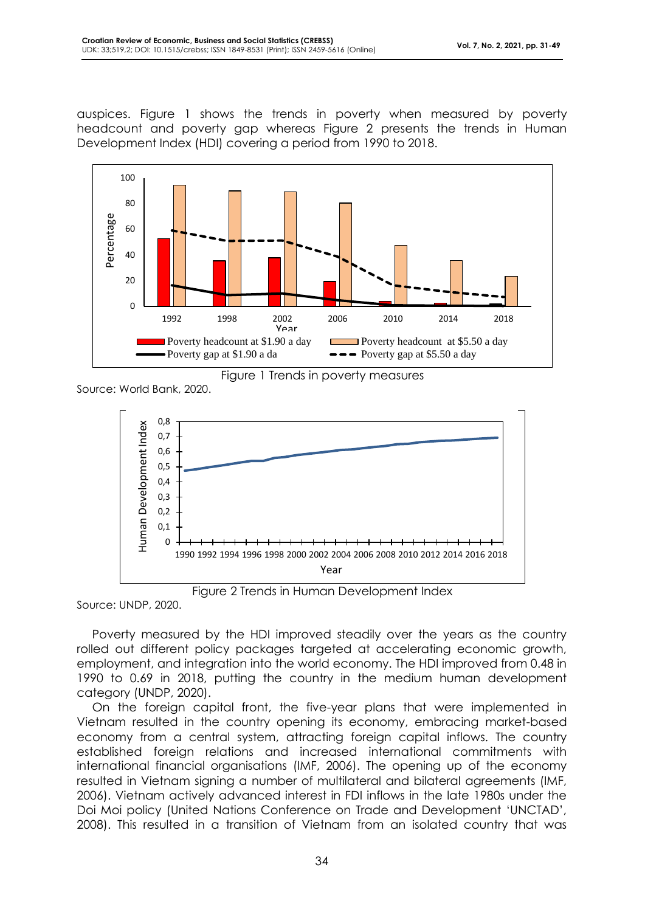auspices. Figure 1 shows the trends in poverty when measured by poverty headcount and poverty gap whereas Figure 2 presents the trends in Human Development Index (HDI) covering a period from 1990 to 2018.

Figure 1 Trends in poverty measures

Source: World Bank, 2020.

Figure 2 Trends in Human Development Index

Source: UNDP, 2020.

Poverty measured by the HDI improved steadily over the years as the country rolled out different policy packages targeted at accelerating economic growth, employment, and integration into the world economy. The HDI improved from 0.48 in 1990 to 0.69 in 2018, putting the country in the medium human development category (UNDP, 2020).

On the foreign capital front, the five-year plans that were implemented in Vietnam resulted in the country opening its economy, embracing market-based economy from a central system, attracting foreign capital inflows. The country established foreign relations and increased international commitments with international financial organisations (IMF, 2006). The opening up of the economy resulted in Vietnam signing a number of multilateral and bilateral agreements (IMF, 2006). Vietnam actively advanced interest in FDI inflows in the late 1980s under the Doi Moi policy (United Nations Conference on Trade and Development 'UNCTAD', 2008). This resulted in a transition of Vietnam from an isolated country that was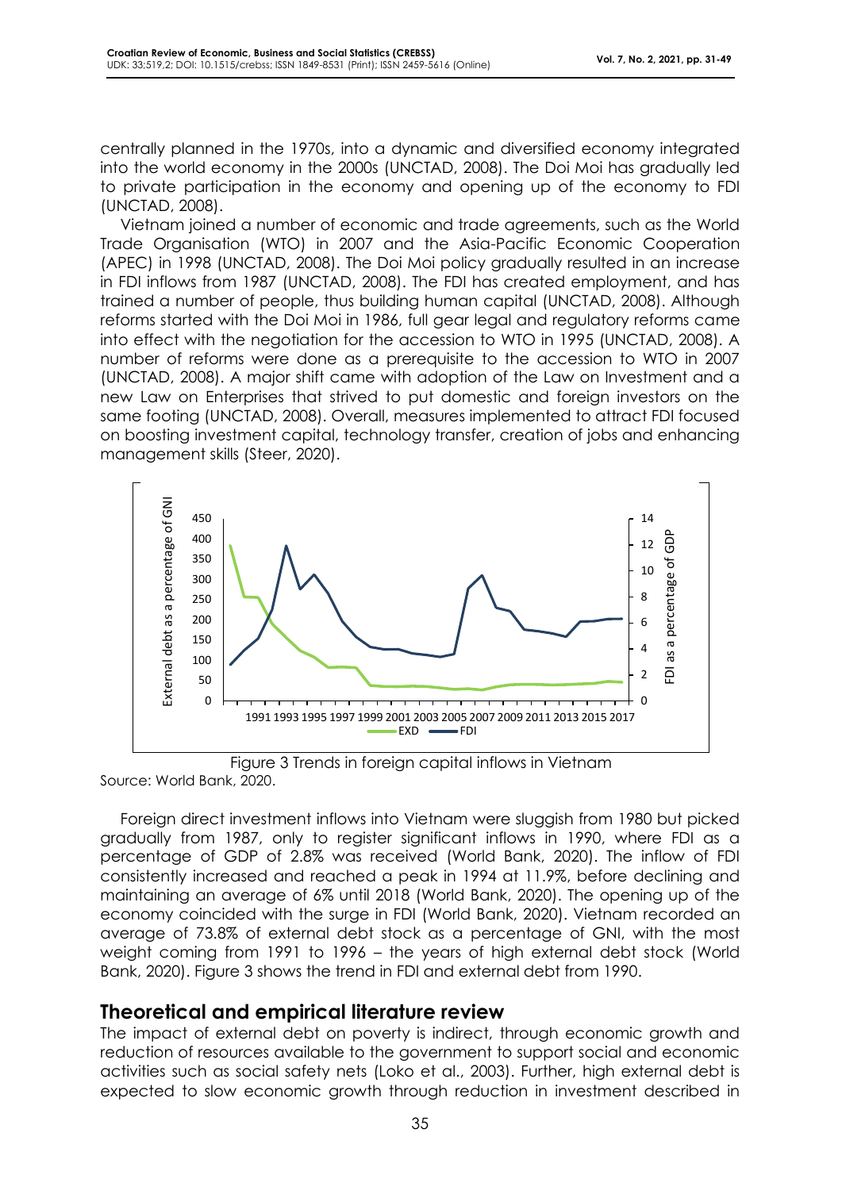centrally planned in the 1970s, into a dynamic and diversified economy integrated into the world economy in the 2000s (UNCTAD, 2008). The Doi Moi has gradually led to private participation in the economy and opening up of the economy to FDI (UNCTAD, 2008).

Vietnam joined a number of economic and trade agreements, such as the World Trade Organisation (WTO) in 2007 and the Asia-Pacific Economic Cooperation (APEC) in 1998 (UNCTAD, 2008). The Doi Moi policy gradually resulted in an increase in FDI inflows from 1987 (UNCTAD, 2008). The FDI has created employment, and has trained a number of people, thus building human capital (UNCTAD, 2008). Although reforms started with the Doi Moi in 1986, full gear legal and regulatory reforms came into effect with the negotiation for the accession to WTO in 1995 (UNCTAD, 2008). A number of reforms were done as a prerequisite to the accession to WTO in 2007 (UNCTAD, 2008). A major shift came with adoption of the Law on Investment and a new Law on Enterprises that strived to put domestic and foreign investors on the same footing (UNCTAD, 2008). Overall, measures implemented to attract FDI focused on boosting investment capital, technology transfer, creation of jobs and enhancing management skills (Steer, 2020).

Figure 3 Trends in foreign capital inflows in Vietnam
Source: World Bank, 2020.

Foreign direct investment inflows into Vietnam were sluggish from 1980 but picked gradually from 1987, only to register significant inflows in 1990, where FDI as a percentage of GDP of 2.8% was received (World Bank, 2020). The inflow of FDI consistently increased and reached a peak in 1994 at 11.9%, before declining and maintaining an average of 6% until 2018 (World Bank, 2020). The opening up of the economy coincided with the surge in FDI (World Bank, 2020). Vietnam recorded an average of 73.8% of external debt stock as a percentage of GNI, with the most weight coming from 1991 to 1996 – the years of high external debt stock (World Bank, 2020). Figure 3 shows the trend in FDI and external debt from 1990.

## Theoretical and empirical literature review

The impact of external debt on poverty is indirect, through economic growth and reduction of resources available to the government to support social and economic activities such as social safety nets (Loko et al., 2003). Further, high external debt is expected to slow economic growth through reduction in investment described in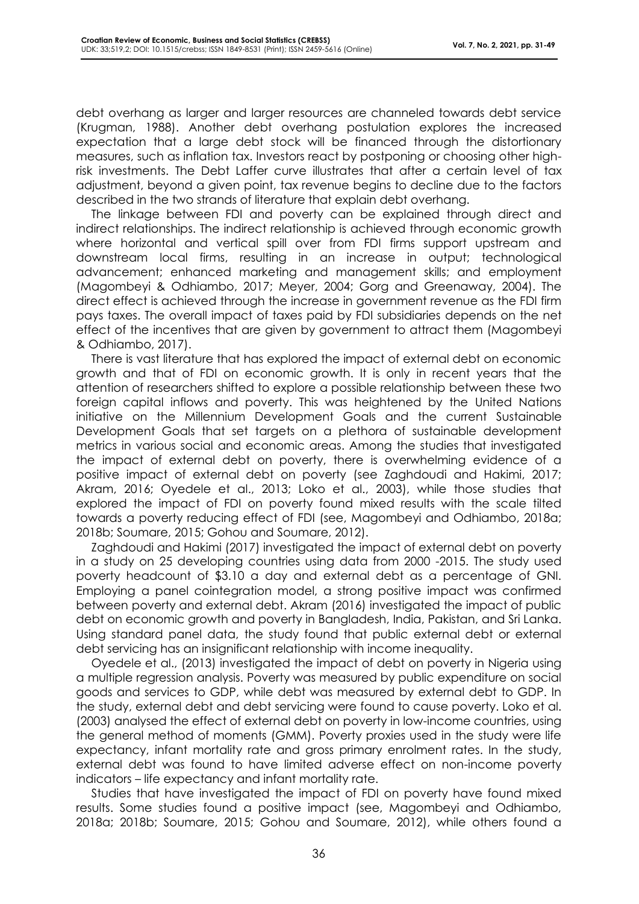debt overhang as larger and larger resources are channeled towards debt service (Krugman, 1988). Another debt overhang postulation explores the increased expectation that a large debt stock will be financed through the distortionary measures, such as inflation tax. Investors react by postponing or choosing other high-risk investments. The Debt Laffer curve illustrates that after a certain level of tax adjustment, beyond a given point, tax revenue begins to decline due to the factors described in the two strands of literature that explain debt overhang.

The linkage between FDI and poverty can be explained through direct and indirect relationships. The indirect relationship is achieved through economic growth where horizontal and vertical spill over from FDI firms support upstream and downstream local firms, resulting in an increase in output; technological advancement; enhanced marketing and management skills; and employment (Magombeyi & Odhiambo, 2017; Meyer, 2004; Gorg and Greenaway, 2004). The direct effect is achieved through the increase in government revenue as the FDI firm pays taxes. The overall impact of taxes paid by FDI subsidiaries depends on the net effect of the incentives that are given by government to attract them (Magombeyi & Odhiambo, 2017).

There is vast literature that has explored the impact of external debt on economic growth and that of FDI on economic growth. It is only in recent years that the attention of researchers shifted to explore a possible relationship between these two foreign capital inflows and poverty. This was heightened by the United Nations initiative on the Millennium Development Goals and the current Sustainable Development Goals that set targets on a plethora of sustainable development metrics in various social and economic areas. Among the studies that investigated the impact of external debt on poverty, there is overwhelming evidence of a positive impact of external debt on poverty (see Zaghdoudi and Hakimi, 2017; Akram, 2016; Oyedele et al., 2013; Loko et al., 2003), while those studies that explored the impact of FDI on poverty found mixed results with the scale tilted towards a poverty reducing effect of FDI (see, Magombeyi and Odhiambo, 2018a; 2018b; Soumare, 2015; Gohou and Soumare, 2012).

Zaghdoudi and Hakimi (2017) investigated the impact of external debt on poverty in a study on 25 developing countries using data from 2000 -2015. The study used poverty headcount of $3.10 a day and external debt as a percentage of GNI. Employing a panel cointegration model, a strong positive impact was confirmed between poverty and external debt. Akram (2016) investigated the impact of public debt on economic growth and poverty in Bangladesh, India, Pakistan, and Sri Lanka. Using standard panel data, the study found that public external debt or external debt servicing has an insignificant relationship with income inequality.

Oyedele et al., (2013) investigated the impact of debt on poverty in Nigeria using a multiple regression analysis. Poverty was measured by public expenditure on social goods and services to GDP, while debt was measured by external debt to GDP. In the study, external debt and debt servicing were found to cause poverty. Loko et al. (2003) analysed the effect of external debt on poverty in low-income countries, using the general method of moments (GMM). Poverty proxies used in the study were life expectancy, infant mortality rate and gross primary enrolment rates. In the study, external debt was found to have limited adverse effect on non-income poverty indicators – life expectancy and infant mortality rate.

Studies that have investigated the impact of FDI on poverty have found mixed results. Some studies found a positive impact (see, Magombeyi and Odhiambo, 2018a; 2018b; Soumare, 2015; Gohou and Soumare, 2012), while others found a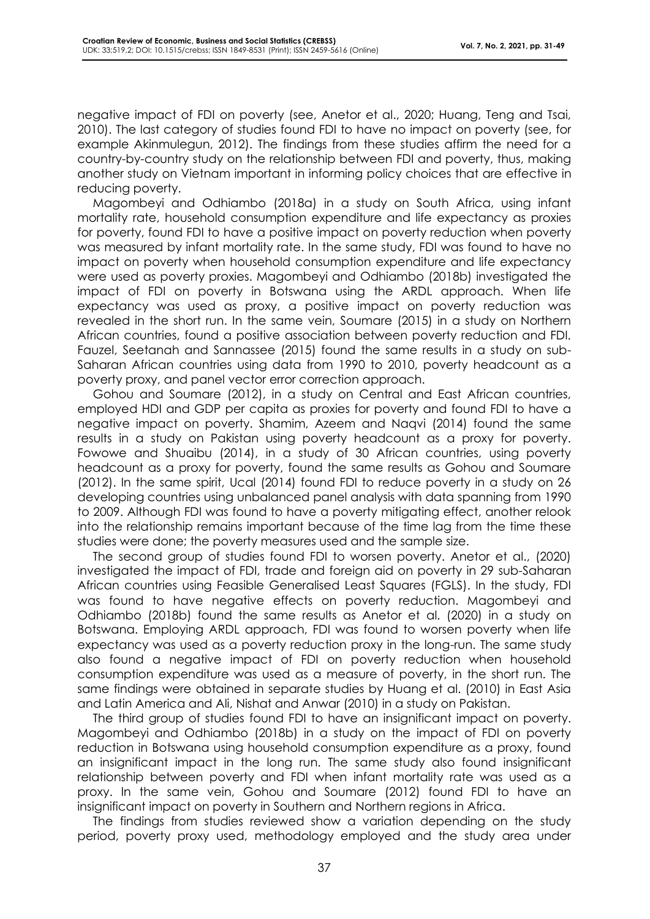negative impact of FDI on poverty (see, Anetor et al., 2020; Huang, Teng and Tsai, 2010). The last category of studies found FDI to have no impact on poverty (see, for example Akinmulegun, 2012). The findings from these studies affirm the need for a country-by-country study on the relationship between FDI and poverty, thus, making another study on Vietnam important in informing policy choices that are effective in reducing poverty.

Magombeyi and Odhiambo (2018a) in a study on South Africa, using infant mortality rate, household consumption expenditure and life expectancy as proxies for poverty, found FDI to have a positive impact on poverty reduction when poverty was measured by infant mortality rate. In the same study, FDI was found to have no impact on poverty when household consumption expenditure and life expectancy were used as poverty proxies. Magombeyi and Odhiambo (2018b) investigated the impact of FDI on poverty in Botswana using the ARDL approach. When life expectancy was used as proxy, a positive impact on poverty reduction was revealed in the short run. In the same vein, Soumare (2015) in a study on Northern African countries, found a positive association between poverty reduction and FDI. Fauzel, Seetanah and Sannassee (2015) found the same results in a study on sub-Saharan African countries using data from 1990 to 2010, poverty headcount as a poverty proxy, and panel vector error correction approach.

Gohou and Soumare (2012), in a study on Central and East African countries, employed HDI and GDP per capita as proxies for poverty and found FDI to have a negative impact on poverty. Shamim, Azeem and Naqvi (2014) found the same results in a study on Pakistan using poverty headcount as a proxy for poverty. Fowowe and Shuaibu (2014), in a study of 30 African countries, using poverty headcount as a proxy for poverty, found the same results as Gohou and Soumare (2012). In the same spirit, Ucal (2014) found FDI to reduce poverty in a study on 26 developing countries using unbalanced panel analysis with data spanning from 1990 to 2009. Although FDI was found to have a poverty mitigating effect, another relook into the relationship remains important because of the time lag from the time these studies were done; the poverty measures used and the sample size.

The second group of studies found FDI to worsen poverty. Anetor et al., (2020) investigated the impact of FDI, trade and foreign aid on poverty in 29 sub-Saharan African countries using Feasible Generalised Least Squares (FGLS). In the study, FDI was found to have negative effects on poverty reduction. Magombeyi and Odhiambo (2018b) found the same results as Anetor et al. (2020) in a study on Botswana. Employing ARDL approach, FDI was found to worsen poverty when life expectancy was used as a poverty reduction proxy in the long-run. The same study also found a negative impact of FDI on poverty reduction when household consumption expenditure was used as a measure of poverty, in the short run. The same findings were obtained in separate studies by Huang et al. (2010) in East Asia and Latin America and Ali, Nishat and Anwar (2010) in a study on Pakistan.

The third group of studies found FDI to have an insignificant impact on poverty. Magombeyi and Odhiambo (2018b) in a study on the impact of FDI on poverty reduction in Botswana using household consumption expenditure as a proxy, found an insignificant impact in the long run. The same study also found insignificant relationship between poverty and FDI when infant mortality rate was used as a proxy. In the same vein, Gohou and Soumare (2012) found FDI to have an insignificant impact on poverty in Southern and Northern regions in Africa.

The findings from studies reviewed show a variation depending on the study period, poverty proxy used, methodology employed and the study area under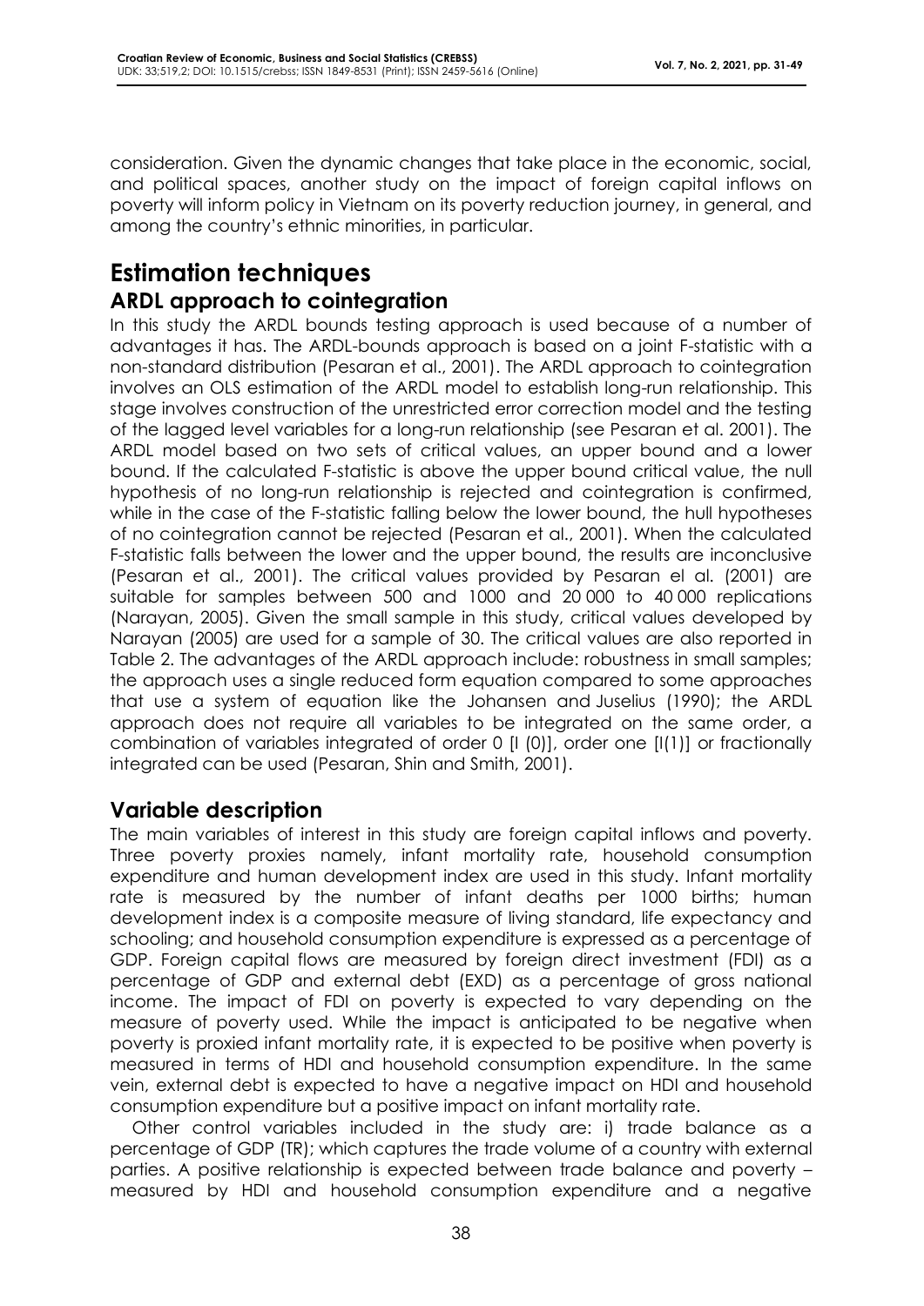consideration. Given the dynamic changes that take place in the economic, social, and political spaces, another study on the impact of foreign capital inflows on poverty will inform policy in Vietnam on its poverty reduction journey, in general, and among the country's ethnic minorities, in particular.

# Estimation techniques

## ARDL approach to cointegration

In this study the ARDL bounds testing approach is used because of a number of advantages it has. The ARDL-bounds approach is based on a joint F-statistic with a non-standard distribution (Pesaran et al., 2001). The ARDL approach to cointegration involves an OLS estimation of the ARDL model to establish long-run relationship. This stage involves construction of the unrestricted error correction model and the testing of the lagged level variables for a long-run relationship (see Pesaran et al. 2001). The ARDL model based on two sets of critical values, an upper bound and a lower bound. If the calculated F-statistic is above the upper bound critical value, the null hypothesis of no long-run relationship is rejected and cointegration is confirmed, while in the case of the F-statistic falling below the lower bound, the hull hypotheses of no cointegration cannot be rejected (Pesaran et al., 2001). When the calculated F-statistic falls between the lower and the upper bound, the results are inconclusive (Pesaran et al., 2001). The critical values provided by Pesaran el al. (2001) are suitable for samples between 500 and 1000 and 20 000 to 40 000 replications (Narayan, 2005). Given the small sample in this study, critical values developed by Narayan (2005) are used for a sample of 30. The critical values are also reported in Table 2. The advantages of the ARDL approach include: robustness in small samples; the approach uses a single reduced form equation compared to some approaches that use a system of equation like the Johansen and Juselius (1990); the ARDL approach does not require all variables to be integrated on the same order, a combination of variables integrated of order 0 [I (0)], order one [I(1)] or fractionally integrated can be used (Pesaran, Shin and Smith, 2001).

## Variable description

The main variables of interest in this study are foreign capital inflows and poverty. Three poverty proxies namely, infant mortality rate, household consumption expenditure and human development index are used in this study. Infant mortality rate is measured by the number of infant deaths per 1000 births; human development index is a composite measure of living standard, life expectancy and schooling; and household consumption expenditure is expressed as a percentage of GDP. Foreign capital flows are measured by foreign direct investment (FDI) as a percentage of GDP and external debt (EXD) as a percentage of gross national income. The impact of FDI on poverty is expected to vary depending on the measure of poverty used. While the impact is anticipated to be negative when poverty is proxied infant mortality rate, it is expected to be positive when poverty is measured in terms of HDI and household consumption expenditure. In the same vein, external debt is expected to have a negative impact on HDI and household consumption expenditure but a positive impact on infant mortality rate.

Other control variables included in the study are: i) trade balance as a percentage of GDP (TR); which captures the trade volume of a country with external parties. A positive relationship is expected between trade balance and poverty – measured by HDI and household consumption expenditure and a negative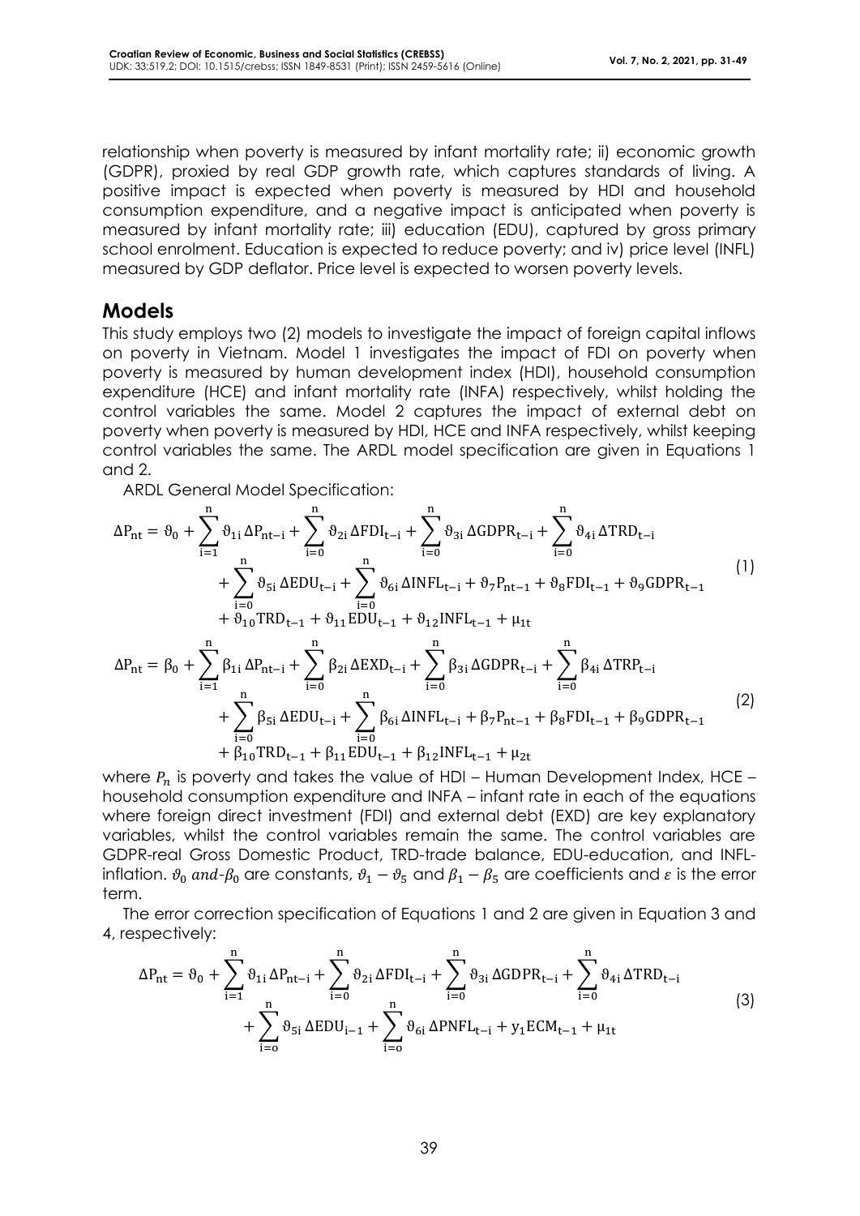relationship when poverty is measured by infant mortality rate; ii) economic growth (GDPR), proxied by real GDP growth rate, which captures standards of living. A positive impact is expected when poverty is measured by HDI and household consumption expenditure, and a negative impact is anticipated when poverty is measured by infant mortality rate; iii) education (EDU), captured by gross primary school enrolment. Education is expected to reduce poverty; and iv) price level (INFL) measured by GDP deflator. Price level is expected to worsen poverty levels.

## Models

This study employs two (2) models to investigate the impact of foreign capital inflows on poverty in Vietnam. Model 1 investigates the impact of FDI on poverty when poverty is measured by human development index (HDI), household consumption expenditure (HCE) and infant mortality rate (INFA) respectively, whilst holding the control variables the same. Model 2 captures the impact of external debt on poverty when poverty is measured by HDI, HCE and INFA respectively, whilst keeping control variables the same. The ARDL model specification are given in Equations 1 and 2.

ARDL General Model Specification:

$$
\begin{aligned}
\Delta \mathrm{P}_{\mathrm{nt}} = {} & \vartheta_0 + \sum_{i=1}^{n} \vartheta_{1i} \Delta \mathrm{P}_{\mathrm{nt-i}} + \sum_{i=0}^{n} \vartheta_{2i} \Delta \mathrm{FDI}_{t-i} + \sum_{i=0}^{n} \vartheta_{3i} \Delta \mathrm{GDPR}_{t-i} + \sum_{i=0}^{n} \vartheta_{4i} \Delta \mathrm{TRD}_{t-i} \\
& + \sum_{i=0}^{n} \vartheta_{5i} \Delta \mathrm{EDU}_{t-i} + \sum_{i=0}^{n} \vartheta_{6i} \Delta \mathrm{INFL}_{t-i} + \vartheta_7 \mathrm{P}_{\mathrm{nt-1}} + \vartheta_8 \mathrm{FDI}_{t-1} + \vartheta_9 \mathrm{GDPR}_{t-1} \\
& + \vartheta_{10} \mathrm{TRD}_{t-1} + \vartheta_{11} \mathrm{EDU}_{t-1} + \vartheta_{12} \mathrm{INFL}_{t-1} + \mu_{1t}
\end{aligned} \tag{1}
$$

$$
\begin{aligned}
\Delta \mathrm{P}_{\mathrm{nt}} = {} & \beta_0 + \sum_{i=1}^{n} \beta_{1i} \Delta \mathrm{P}_{\mathrm{nt-i}} + \sum_{i=0}^{n} \beta_{2i} \Delta \mathrm{EXD}_{t-i} + \sum_{i=0}^{n} \beta_{3i} \Delta \mathrm{GDPR}_{t-i} + \sum_{i=0}^{n} \beta_{4i} \Delta \mathrm{TRP}_{t-i} \\
& + \sum_{i=0}^{n} \beta_{5i} \Delta \mathrm{EDU}_{t-i} + \sum_{i=0}^{n} \beta_{6i} \Delta \mathrm{INFL}_{t-i} + \beta_7 \mathrm{P}_{\mathrm{nt-1}} + \beta_8 \mathrm{FDI}_{t-1} + \beta_9 \mathrm{GDPR}_{t-1} \\
& + \beta_{10} \mathrm{TRD}_{t-1} + \beta_{11} \mathrm{EDU}_{t-1} + \beta_{12} \mathrm{INFL}_{t-1} + \mu_{2t}
\end{aligned} \tag{2}
$$

where $P_n$ is poverty and takes the value of HDI – Human Development Index, HCE – household consumption expenditure and INFA – infant rate in each of the equations where foreign direct investment (FDI) and external debt (EXD) are key explanatory variables, whilst the control variables remain the same. The control variables are GDPR-real Gross Domestic Product, TRD-trade balance, EDU-education, and INFL-inflation. $\vartheta_0$ *and*-$\beta_0$ are constants, $\vartheta_1 - \vartheta_5$ and $\beta_1 - \beta_5$ are coefficients and $\varepsilon$ is the error term.

The error correction specification of Equations 1 and 2 are given in Equation 3 and 4, respectively:

$$
\begin{aligned}
\Delta \mathrm{P}_{\mathrm{nt}} = {} & \vartheta_0 + \sum_{i=1}^{n} \vartheta_{1i} \Delta \mathrm{P}_{\mathrm{nt-i}} + \sum_{i=0}^{n} \vartheta_{2i} \Delta \mathrm{FDI}_{t-i} + \sum_{i=0}^{n} \vartheta_{3i} \Delta \mathrm{GDPR}_{t-i} + \sum_{i=0}^{n} \vartheta_{4i} \Delta \mathrm{TRD}_{t-i} \\
& + \sum_{i=o}^{n} \vartheta_{5i} \Delta \mathrm{EDU}_{i-1} + \sum_{i=o}^{n} \vartheta_{6i} \Delta \mathrm{PNFL}_{t-i} + y_1 \mathrm{ECM}_{t-1} + \mu_{1t}
\end{aligned} \tag{3}
$$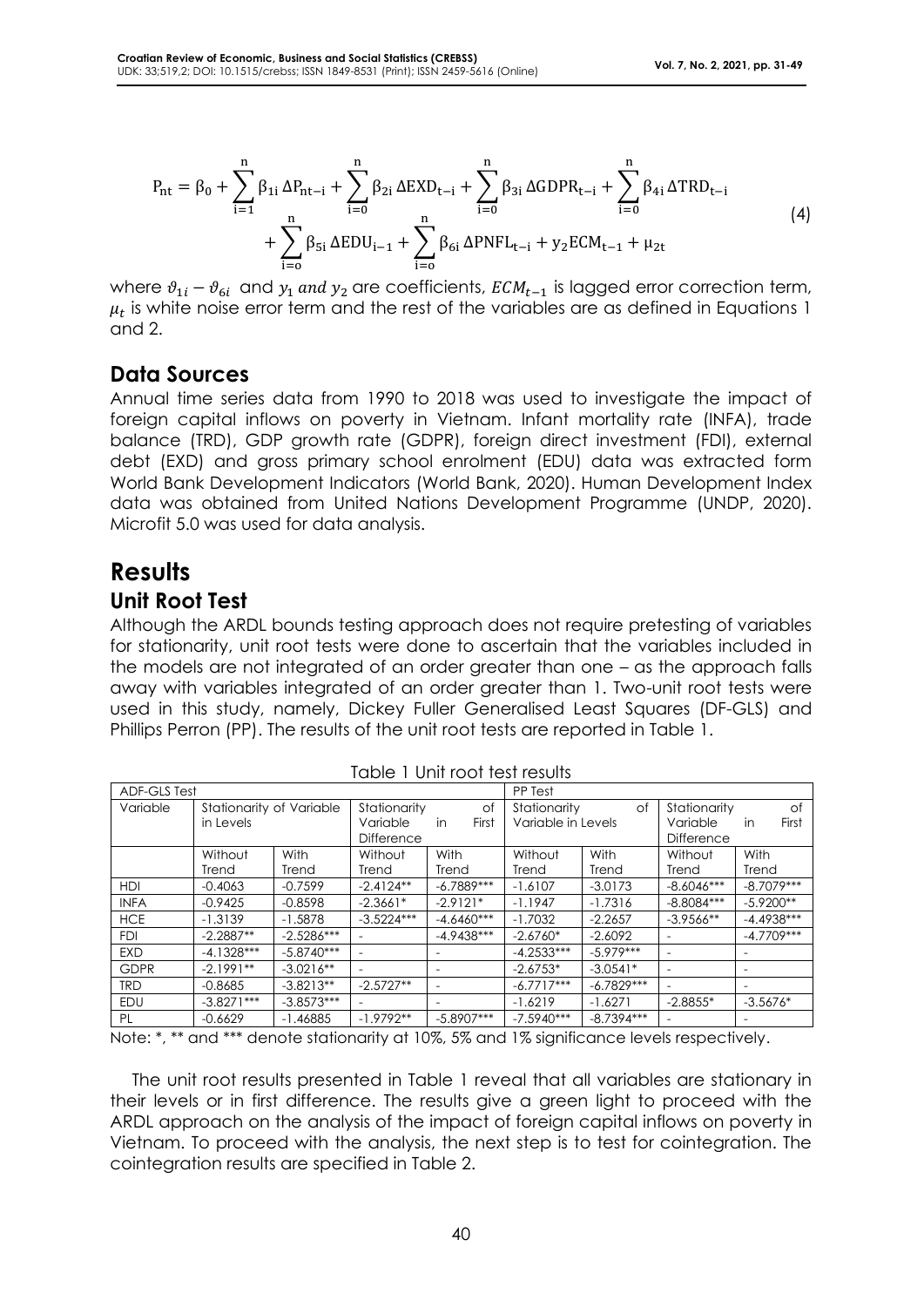$$P_{nt} = \beta_0 + \sum_{i=1}^{n} \beta_{1i}\,\Delta P_{nt-i} + \sum_{i=0}^{n} \beta_{2i}\,\Delta EXD_{t-i} + \sum_{i=0}^{n} \beta_{3i}\,\Delta GDPR_{t-i} + \sum_{i=0}^{n} \beta_{4i}\,\Delta TRD_{t-i} + \sum_{i=o}^{n} \beta_{5i}\,\Delta EDU_{i-1} + \sum_{i=o}^{n} \beta_{6i}\,\Delta PNFL_{t-i} + y_2 ECM_{t-1} + \mu_{2t} \quad (4)$$

where $\vartheta_{1i} - \vartheta_{6i}$ and $y_1$ $and$ $y_2$ are coefficients, $ECM_{t-1}$ is lagged error correction term, $\mu_t$ is white noise error term and the rest of the variables are as defined in Equations 1 and 2.

## Data Sources

Annual time series data from 1990 to 2018 was used to investigate the impact of foreign capital inflows on poverty in Vietnam. Infant mortality rate (INFA), trade balance (TRD), GDP growth rate (GDPR), foreign direct investment (FDI), external debt (EXD) and gross primary school enrolment (EDU) data was extracted form World Bank Development Indicators (World Bank, 2020). Human Development Index data was obtained from United Nations Development Programme (UNDP, 2020). Microfit 5.0 was used for data analysis.

# Results

## Unit Root Test

Although the ARDL bounds testing approach does not require pretesting of variables for stationarity, unit root tests were done to ascertain that the variables included in the models are not integrated of an order greater than one – as the approach falls away with variables integrated of an order greater than 1. Two-unit root tests were used in this study, namely, Dickey Fuller Generalised Least Squares (DF-GLS) and Phillips Perron (PP). The results of the unit root tests are reported in Table 1.

Table 1 Unit root test results

| ADF-GLS Test | | | | | PP Test | | | |
|---|---|---|---|---|---|---|---|---|
| Variable | Stationarity of Variable in Levels | | Stationarity of Variable in First Difference | | Stationarity of Variable in Levels | | Stationarity of Variable in First Difference | |
| | Without Trend | With Trend | Without Trend | With Trend | Without Trend | With Trend | Without Trend | With Trend |
| HDI | -0.4063 | -0.7599 | -2.4124** | -6.7889*** | -1.6107 | -3.0173 | -8.6046*** | -8.7079*** |
| INFA | -0.9425 | -0.8598 | -2.3661* | -2.9121* | -1.1947 | -1.7316 | -8.8084*** | -5.9200** |
| HCE | -1.3139 | -1.5878 | -3.5224*** | -4.6460*** | -1.7032 | -2.2657 | -3.9566** | -4.4938*** |
| FDI | -2.2887** | -2.5286*** | - | -4.9438*** | -2.6760* | -2.6092 | - | -4.7709*** |
| EXD | -4.1328*** | -5.8740*** | - | - | -4.2533*** | -5.979*** | - | - |
| GDPR | -2.1991** | -3.0216** | - | - | -2.6753* | -3.0541* | - | - |
| TRD | -0.8685 | -3.8213** | -2.5727** | - | -6.7717*** | -6.7829*** | - | - |
| EDU | -3.8271*** | -3.8573*** | - | - | -1.6219 | -1.6271 | -2.8855* | -3.5676* |
| PL | -0.6629 | -1.46885 | -1.9792** | -5.8907*** | -7.5940*** | -8.7394*** | - | - |

Note: *, ** and *** denote stationarity at 10%, 5% and 1% significance levels respectively.

The unit root results presented in Table 1 reveal that all variables are stationary in their levels or in first difference. The results give a green light to proceed with the ARDL approach on the analysis of the impact of foreign capital inflows on poverty in Vietnam. To proceed with the analysis, the next step is to test for cointegration. The cointegration results are specified in Table 2.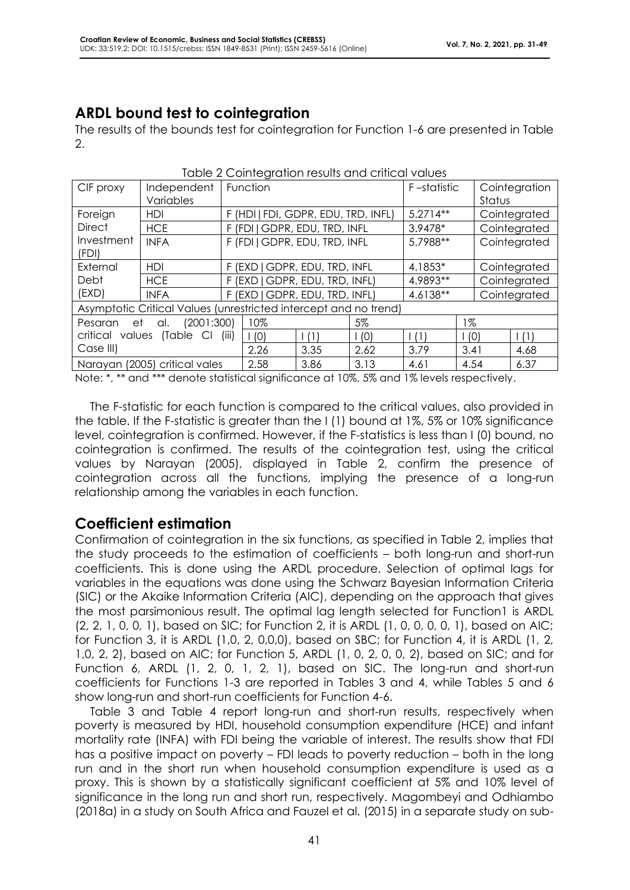## ARDL bound test to cointegration

The results of the bounds test for cointegration for Function 1-6 are presented in Table 2.

Table 2 Cointegration results and critical values

| CIF proxy | Independent Variables | Function | | | | F –statistic | | Cointegration Status |
|---|---|---|---|---|---|---|---|---|
| Foreign Direct Investment (FDI) | HDI | F (HDI \| FDI, GDPR, EDU, TRD, INFL) | | | | 5.2714** | | Cointegrated |
| | HCE | F (FDI \| GDPR, EDU, TRD, INFL | | | | 3.9478* | | Cointegrated |
| | INFA | F (FDI \| GDPR, EDU, TRD, INFL | | | | 5.7988** | | Cointegrated |
| External Debt (EXD) | HDI | F (EXD \| GDPR, EDU, TRD, INFL | | | | 4.1853* | | Cointegrated |
| | HCE | F (EXD \| GDPR, EDU, TRD, INFL) | | | | 4.9893** | | Cointegrated |
| | INFA | F (EXD \| GDPR, EDU, TRD, INFL) | | | | 4.6138** | | Cointegrated |
| Asymptotic Critical Values (unrestricted intercept and no trend) | | | | | | | | |
| Pesaran et al. (2001:300) critical values (Table CI (iii) Case III) | | 10% | | 5% | | 1% | | |
| | | I (0) | I (1) | I (0) | I (1) | I (0) | I (1) | |
| | | 2.26 | 3.35 | 2.62 | 3.79 | 3.41 | 4.68 | |
| Narayan (2005) critical vales | | 2.58 | 3.86 | 3.13 | 4.61 | 4.54 | 6.37 | |

Note: *, ** and *** denote statistical significance at 10%, 5% and 1% levels respectively.

The F-statistic for each function is compared to the critical values, also provided in the table. If the F-statistic is greater than the I (1) bound at 1%, 5% or 10% significance level, cointegration is confirmed. However, if the F-statistics is less than I (0) bound, no cointegration is confirmed. The results of the cointegration test, using the critical values by Narayan (2005), displayed in Table 2, confirm the presence of cointegration across all the functions, implying the presence of a long-run relationship among the variables in each function.

## Coefficient estimation

Confirmation of cointegration in the six functions, as specified in Table 2, implies that the study proceeds to the estimation of coefficients – both long-run and short-run coefficients. This is done using the ARDL procedure. Selection of optimal lags for variables in the equations was done using the Schwarz Bayesian Information Criteria (SIC) or the Akaike Information Criteria (AIC), depending on the approach that gives the most parsimonious result. The optimal lag length selected for Function1 is ARDL (2, 2, 1, 0, 0, 1), based on SIC; for Function 2, it is ARDL (1, 0, 0, 0, 0, 1), based on AIC; for Function 3, it is ARDL (1,0, 2, 0,0,0), based on SBC; for Function 4, it is ARDL (1, 2, 1,0, 2, 2), based on AIC; for Function 5, ARDL (1, 0, 2, 0, 0, 2), based on SIC; and for Function 6, ARDL (1, 2, 0, 1, 2, 1), based on SIC. The long-run and short-run coefficients for Functions 1-3 are reported in Tables 3 and 4, while Tables 5 and 6 show long-run and short-run coefficients for Function 4-6.

Table 3 and Table 4 report long-run and short-run results, respectively when poverty is measured by HDI, household consumption expenditure (HCE) and infant mortality rate (INFA) with FDI being the variable of interest. The results show that FDI has a positive impact on poverty – FDI leads to poverty reduction – both in the long run and in the short run when household consumption expenditure is used as a proxy. This is shown by a statistically significant coefficient at 5% and 10% level of significance in the long run and short run, respectively. Magombeyi and Odhiambo (2018a) in a study on South Africa and Fauzel et al. (2015) in a separate study on sub-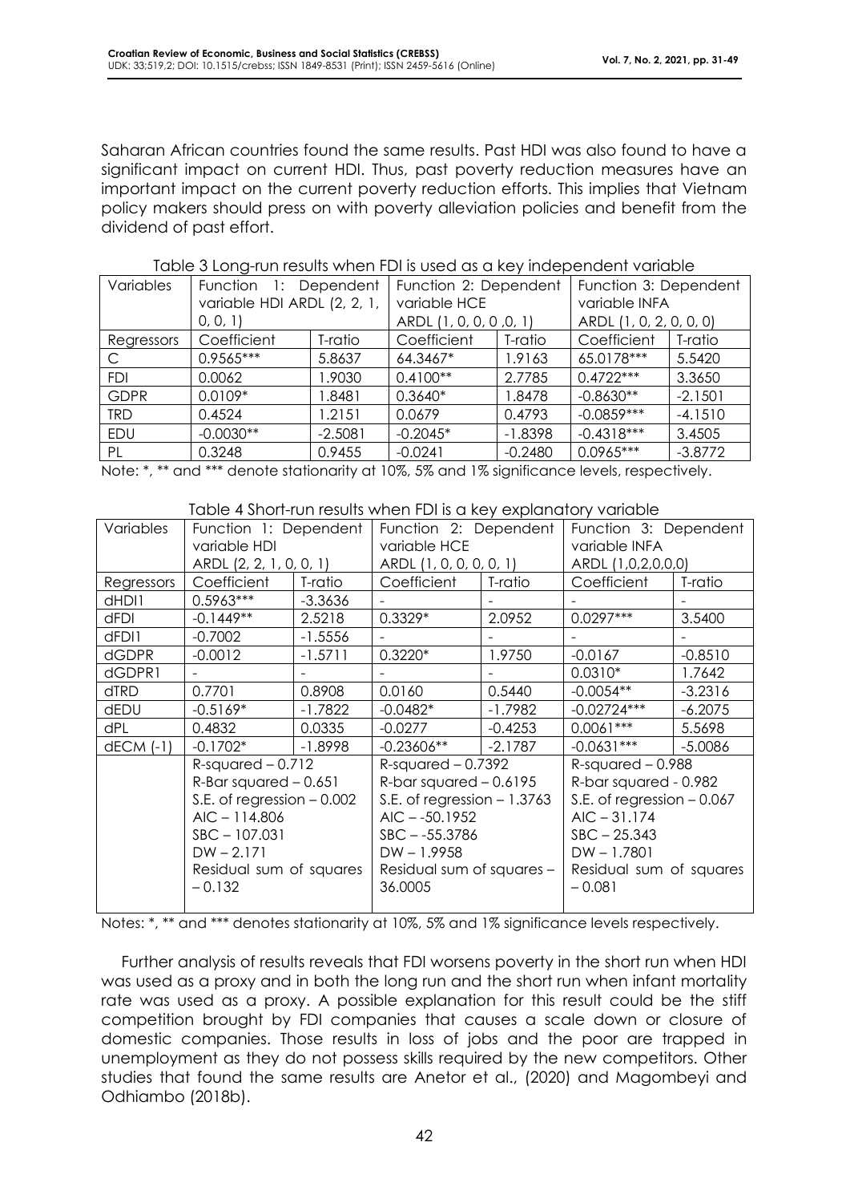Saharan African countries found the same results. Past HDI was also found to have a significant impact on current HDI. Thus, past poverty reduction measures have an important impact on the current poverty reduction efforts. This implies that Vietnam policy makers should press on with poverty alleviation policies and benefit from the dividend of past effort.

Table 3 Long-run results when FDI is used as a key independent variable

| Variables | Function 1: Dependent variable HDI ARDL (2, 2, 1, 0, 0, 1) | | Function 2: Dependent variable HCE ARDL (1, 0, 0, 0 ,0, 1) | | Function 3: Dependent variable INFA ARDL (1, 0, 2, 0, 0, 0) | |
|---|---|---|---|---|---|---|
| Regressors | Coefficient | T-ratio | Coefficient | T-ratio | Coefficient | T-ratio |
| C | 0.9565*** | 5.8637 | 64.3467* | 1.9163 | 65.0178*** | 5.5420 |
| FDI | 0.0062 | 1.9030 | 0.4100** | 2.7785 | 0.4722*** | 3.3650 |
| GDPR | 0.0109* | 1.8481 | 0.3640* | 1.8478 | -0.8630** | -2.1501 |
| TRD | 0.4524 | 1.2151 | 0.0679 | 0.4793 | -0.0859*** | -4.1510 |
| EDU | -0.0030** | -2.5081 | -0.2045* | -1.8398 | -0.4318*** | 3.4505 |
| PL | 0.3248 | 0.9455 | -0.0241 | -0.2480 | 0.0965*** | -3.8772 |

Note: *, ** and *** denote stationarity at 10%, 5% and 1% significance levels, respectively.

Table 4 Short-run results when FDI is a key explanatory variable

| Variables | Function 1: Dependent variable HDI ARDL (2, 2, 1, 0, 0, 1) | | Function 2: Dependent variable HCE ARDL (1, 0, 0, 0, 0, 1) | | Function 3: Dependent variable INFA ARDL (1,0,2,0,0,0) | |
|---|---|---|---|---|---|---|
| Regressors | Coefficient | T-ratio | Coefficient | T-ratio | Coefficient | T-ratio |
| dHDI1 | 0.5963*** | -3.3636 | - | - | - | - |
| dFDI | -0.1449** | 2.5218 | 0.3329* | 2.0952 | 0.0297*** | 3.5400 |
| dFDI1 | -0.7002 | -1.5556 | - | - | - | - |
| dGDPR | -0.0012 | -1.5711 | 0.3220* | 1.9750 | -0.0167 | -0.8510 |
| dGDPR1 | - | - | - | - | 0.0310* | 1.7642 |
| dTRD | 0.7701 | 0.8908 | 0.0160 | 0.5440 | -0.0054** | -3.2316 |
| dEDU | -0.5169* | -1.7822 | -0.0482* | -1.7982 | -0.02724*** | -6.2075 |
| dPL | 0.4832 | 0.0335 | -0.0277 | -0.4253 | 0.0061*** | 5.5698 |
| dECM (-1) | -0.1702* | -1.8998 | -0.23606** | -2.1787 | -0.0631*** | -5.0086 |
| | R-squared – 0.712<br>R-Bar squared – 0.651<br>S.E. of regression – 0.002<br>AIC – 114.806<br>SBC – 107.031<br>DW – 2.171<br>Residual sum of squares – 0.132 | | R-squared – 0.7392<br>R-bar squared – 0.6195<br>S.E. of regression – 1.3763<br>AIC – -50.1952<br>SBC – -55.3786<br>DW – 1.9958<br>Residual sum of squares – 36.0005 | | R-squared – 0.988<br>R-bar squared - 0.982<br>S.E. of regression – 0.067<br>AIC – 31.174<br>SBC – 25.343<br>DW – 1.7801<br>Residual sum of squares – 0.081 | |

Notes: *, ** and *** denotes stationarity at 10%, 5% and 1% significance levels respectively.

Further analysis of results reveals that FDI worsens poverty in the short run when HDI was used as a proxy and in both the long run and the short run when infant mortality rate was used as a proxy. A possible explanation for this result could be the stiff competition brought by FDI companies that causes a scale down or closure of domestic companies. Those results in loss of jobs and the poor are trapped in unemployment as they do not possess skills required by the new competitors. Other studies that found the same results are Anetor et al., (2020) and Magombeyi and Odhiambo (2018b).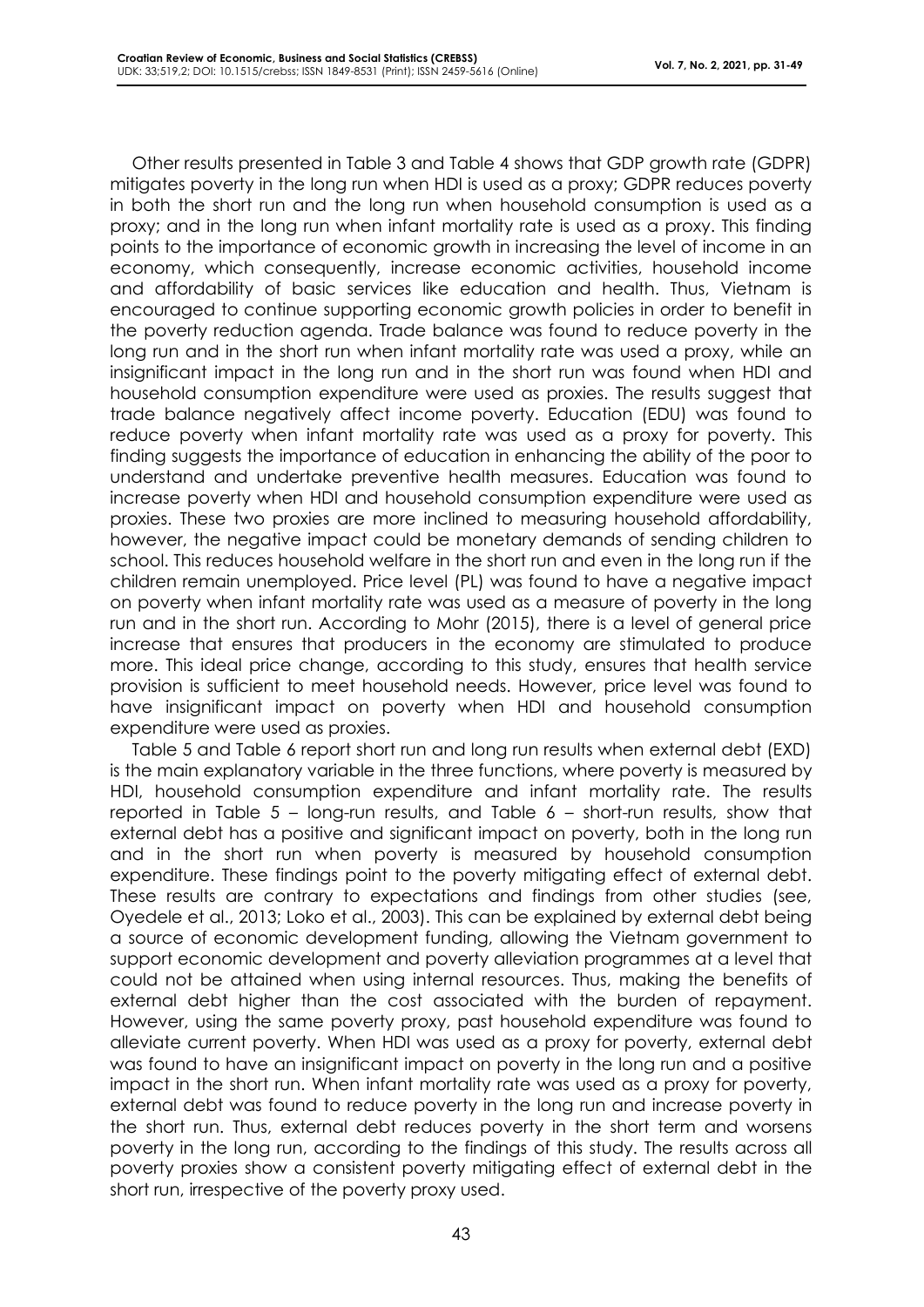Other results presented in Table 3 and Table 4 shows that GDP growth rate (GDPR) mitigates poverty in the long run when HDI is used as a proxy; GDPR reduces poverty in both the short run and the long run when household consumption is used as a proxy; and in the long run when infant mortality rate is used as a proxy. This finding points to the importance of economic growth in increasing the level of income in an economy, which consequently, increase economic activities, household income and affordability of basic services like education and health. Thus, Vietnam is encouraged to continue supporting economic growth policies in order to benefit in the poverty reduction agenda. Trade balance was found to reduce poverty in the long run and in the short run when infant mortality rate was used a proxy, while an insignificant impact in the long run and in the short run was found when HDI and household consumption expenditure were used as proxies. The results suggest that trade balance negatively affect income poverty. Education (EDU) was found to reduce poverty when infant mortality rate was used as a proxy for poverty. This finding suggests the importance of education in enhancing the ability of the poor to understand and undertake preventive health measures. Education was found to increase poverty when HDI and household consumption expenditure were used as proxies. These two proxies are more inclined to measuring household affordability, however, the negative impact could be monetary demands of sending children to school. This reduces household welfare in the short run and even in the long run if the children remain unemployed. Price level (PL) was found to have a negative impact on poverty when infant mortality rate was used as a measure of poverty in the long run and in the short run. According to Mohr (2015), there is a level of general price increase that ensures that producers in the economy are stimulated to produce more. This ideal price change, according to this study, ensures that health service provision is sufficient to meet household needs. However, price level was found to have insignificant impact on poverty when HDI and household consumption expenditure were used as proxies.

Table 5 and Table 6 report short run and long run results when external debt (EXD) is the main explanatory variable in the three functions, where poverty is measured by HDI, household consumption expenditure and infant mortality rate. The results reported in Table 5 – long-run results, and Table 6 – short-run results, show that external debt has a positive and significant impact on poverty, both in the long run and in the short run when poverty is measured by household consumption expenditure. These findings point to the poverty mitigating effect of external debt. These results are contrary to expectations and findings from other studies (see, Oyedele et al., 2013; Loko et al., 2003). This can be explained by external debt being a source of economic development funding, allowing the Vietnam government to support economic development and poverty alleviation programmes at a level that could not be attained when using internal resources. Thus, making the benefits of external debt higher than the cost associated with the burden of repayment. However, using the same poverty proxy, past household expenditure was found to alleviate current poverty. When HDI was used as a proxy for poverty, external debt was found to have an insignificant impact on poverty in the long run and a positive impact in the short run. When infant mortality rate was used as a proxy for poverty, external debt was found to reduce poverty in the long run and increase poverty in the short run. Thus, external debt reduces poverty in the short term and worsens poverty in the long run, according to the findings of this study. The results across all poverty proxies show a consistent poverty mitigating effect of external debt in the short run, irrespective of the poverty proxy used.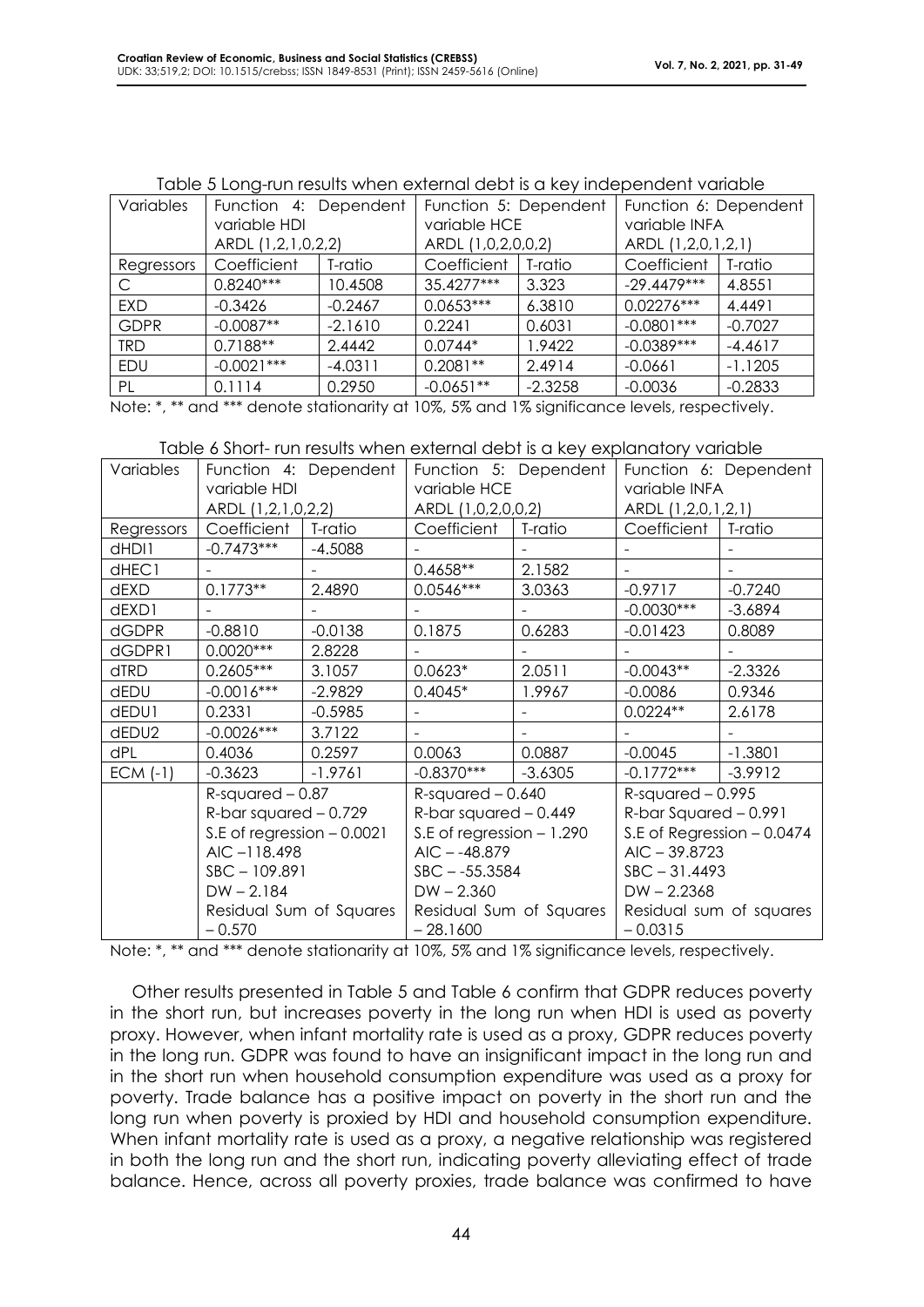Table 5 Long-run results when external debt is a key independent variable

| Variables | Function 4: Dependent variable HDI ARDL (1,2,1,0,2,2) | | Function 5: Dependent variable HCE ARDL (1,0,2,0,0,2) | | Function 6: Dependent variable INFA ARDL (1,2,0,1,2,1) | |
|---|---|---|---|---|---|---|
| Regressors | Coefficient | T-ratio | Coefficient | T-ratio | Coefficient | T-ratio |
| C | 0.8240*** | 10.4508 | 35.4277*** | 3.323 | -29.4479*** | 4.8551 |
| EXD | -0.3426 | -0.2467 | 0.0653*** | 6.3810 | 0.02276*** | 4.4491 |
| GDPR | -0.0087** | -2.1610 | 0.2241 | 0.6031 | -0.0801*** | -0.7027 |
| TRD | 0.7188** | 2.4442 | 0.0744* | 1.9422 | -0.0389*** | -4.4617 |
| EDU | -0.0021*** | -4.0311 | 0.2081** | 2.4914 | -0.0661 | -1.1205 |
| PL | 0.1114 | 0.2950 | -0.0651** | -2.3258 | -0.0036 | -0.2833 |

Note: *, ** and *** denote stationarity at 10%, 5% and 1% significance levels, respectively.

Table 6 Short- run results when external debt is a key explanatory variable

| Variables | Function 4: Dependent variable HDI ARDL (1,2,1,0,2,2) | | Function 5: Dependent variable HCE ARDL (1,0,2,0,0,2) | | Function 6: Dependent variable INFA ARDL (1,2,0,1,2,1) | |
|---|---|---|---|---|---|---|
| Regressors | Coefficient | T-ratio | Coefficient | T-ratio | Coefficient | T-ratio |
| dHDI1 | -0.7473*** | -4.5088 | - | - | - | - |
| dHEC1 | - | - | 0.4658** | 2.1582 | - | - |
| dEXD | 0.1773** | 2.4890 | 0.0546*** | 3.0363 | -0.9717 | -0.7240 |
| dEXD1 | - | - | - | - | -0.0030*** | -3.6894 |
| dGDPR | -0.8810 | -0.0138 | 0.1875 | 0.6283 | -0.01423 | 0.8089 |
| dGDPR1 | 0.0020*** | 2.8228 | - | - | - | - |
| dTRD | 0.2605*** | 3.1057 | 0.0623* | 2.0511 | -0.0043** | -2.3326 |
| dEDU | -0.0016*** | -2.9829 | 0.4045* | 1.9967 | -0.0086 | 0.9346 |
| dEDU1 | 0.2331 | -0.5985 | - | - | 0.0224** | 2.6178 |
| dEDU2 | -0.0026*** | 3.7122 | - | - | - | - |
| dPL | 0.4036 | 0.2597 | 0.0063 | 0.0887 | -0.0045 | -1.3801 |
| ECM (-1) | -0.3623 | -1.9761 | -0.8370*** | -3.6305 | -0.1772*** | -3.9912 |
| | R-squared – 0.87<br>R-bar squared – 0.729<br>S.E of regression – 0.0021<br>AIC –118.498<br>SBC – 109.891<br>DW – 2.184<br>Residual Sum of Squares – 0.570 | | R-squared – 0.640<br>R-bar squared – 0.449<br>S.E of regression – 1.290<br>AIC – -48.879<br>SBC – -55.3584<br>DW – 2.360<br>Residual Sum of Squares – 28.1600 | | R-squared – 0.995<br>R-bar Squared – 0.991<br>S.E of Regression – 0.0474<br>AIC – 39.8723<br>SBC – 31.4493<br>DW – 2.2368<br>Residual sum of squares – 0.0315 | |

Note: *, ** and *** denote stationarity at 10%, 5% and 1% significance levels, respectively.

Other results presented in Table 5 and Table 6 confirm that GDPR reduces poverty in the short run, but increases poverty in the long run when HDI is used as poverty proxy. However, when infant mortality rate is used as a proxy, GDPR reduces poverty in the long run. GDPR was found to have an insignificant impact in the long run and in the short run when household consumption expenditure was used as a proxy for poverty. Trade balance has a positive impact on poverty in the short run and the long run when poverty is proxied by HDI and household consumption expenditure. When infant mortality rate is used as a proxy, a negative relationship was registered in both the long run and the short run, indicating poverty alleviating effect of trade balance. Hence, across all poverty proxies, trade balance was confirmed to have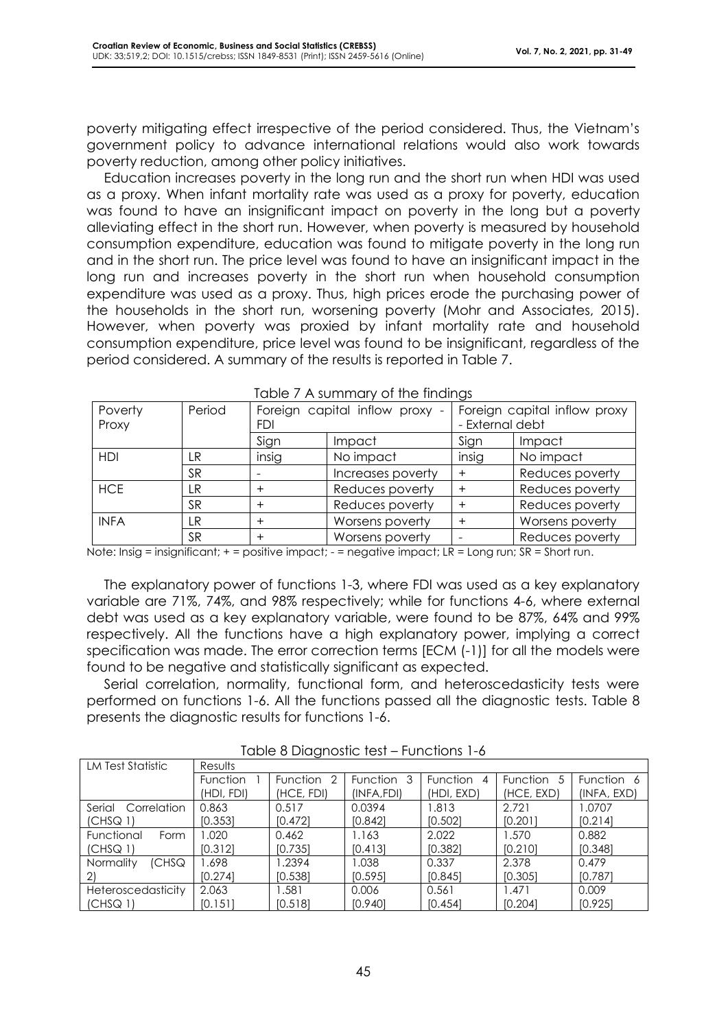poverty mitigating effect irrespective of the period considered. Thus, the Vietnam's government policy to advance international relations would also work towards poverty reduction, among other policy initiatives.

Education increases poverty in the long run and the short run when HDI was used as a proxy. When infant mortality rate was used as a proxy for poverty, education was found to have an insignificant impact on poverty in the long but a poverty alleviating effect in the short run. However, when poverty is measured by household consumption expenditure, education was found to mitigate poverty in the long run and in the short run. The price level was found to have an insignificant impact in the long run and increases poverty in the short run when household consumption expenditure was used as a proxy. Thus, high prices erode the purchasing power of the households in the short run, worsening poverty (Mohr and Associates, 2015). However, when poverty was proxied by infant mortality rate and household consumption expenditure, price level was found to be insignificant, regardless of the period considered. A summary of the results is reported in Table 7.

Table 7 A summary of the findings

| Poverty Proxy | Period | Foreign capital inflow proxy - FDI | | Foreign capital inflow proxy - External debt | |
|---|---|---|---|---|---|
| | | Sign | Impact | Sign | Impact |
| HDI | LR | insig | No impact | insig | No impact |
| | SR | - | Increases poverty | + | Reduces poverty |
| HCE | LR | + | Reduces poverty | + | Reduces poverty |
| | SR | + | Reduces poverty | + | Reduces poverty |
| INFA | LR | + | Worsens poverty | + | Worsens poverty |
| | SR | + | Worsens poverty | - | Reduces poverty |

Note: Insig = insignificant; + = positive impact; - = negative impact; LR = Long run; SR = Short run.

The explanatory power of functions 1-3, where FDI was used as a key explanatory variable are 71%, 74%, and 98% respectively; while for functions 4-6, where external debt was used as a key explanatory variable, were found to be 87%, 64% and 99% respectively. All the functions have a high explanatory power, implying a correct specification was made. The error correction terms [ECM (-1)] for all the models were found to be negative and statistically significant as expected.

Serial correlation, normality, functional form, and heteroscedasticity tests were performed on functions 1-6. All the functions passed all the diagnostic tests. Table 8 presents the diagnostic results for functions 1-6.

Table 8 Diagnostic test – Functions 1-6

| LM Test Statistic | Results | | | | | |
|---|---|---|---|---|---|---|
| | Function 1 (HDI, FDI) | Function 2 (HCE, FDI) | Function 3 (INFA,FDI) | Function 4 (HDI, EXD) | Function 5 (HCE, EXD) | Function 6 (INFA, EXD) |
| Serial Correlation (CHSQ 1) | 0.863 [0.353] | 0.517 [0.472] | 0.0394 [0.842] | 1.813 [0.502] | 2.721 [0.201] | 1.0707 [0.214] |
| Functional Form (CHSQ 1) | 1.020 [0.312] | 0.462 [0.735] | 1.163 [0.413] | 2.022 [0.382] | 1.570 [0.210] | 0.882 [0.348] |
| Normality (CHSQ 2) | 1.698 [0.274] | 1.2394 [0.538] | 1.038 [0.595] | 0.337 [0.845] | 2.378 [0.305] | 0.479 [0.787] |
| Heteroscedasticity (CHSQ 1) | 2.063 [0.151] | 1.581 [0.518] | 0.006 [0.940] | 0.561 [0.454] | 1.471 [0.204] | 0.009 [0.925] |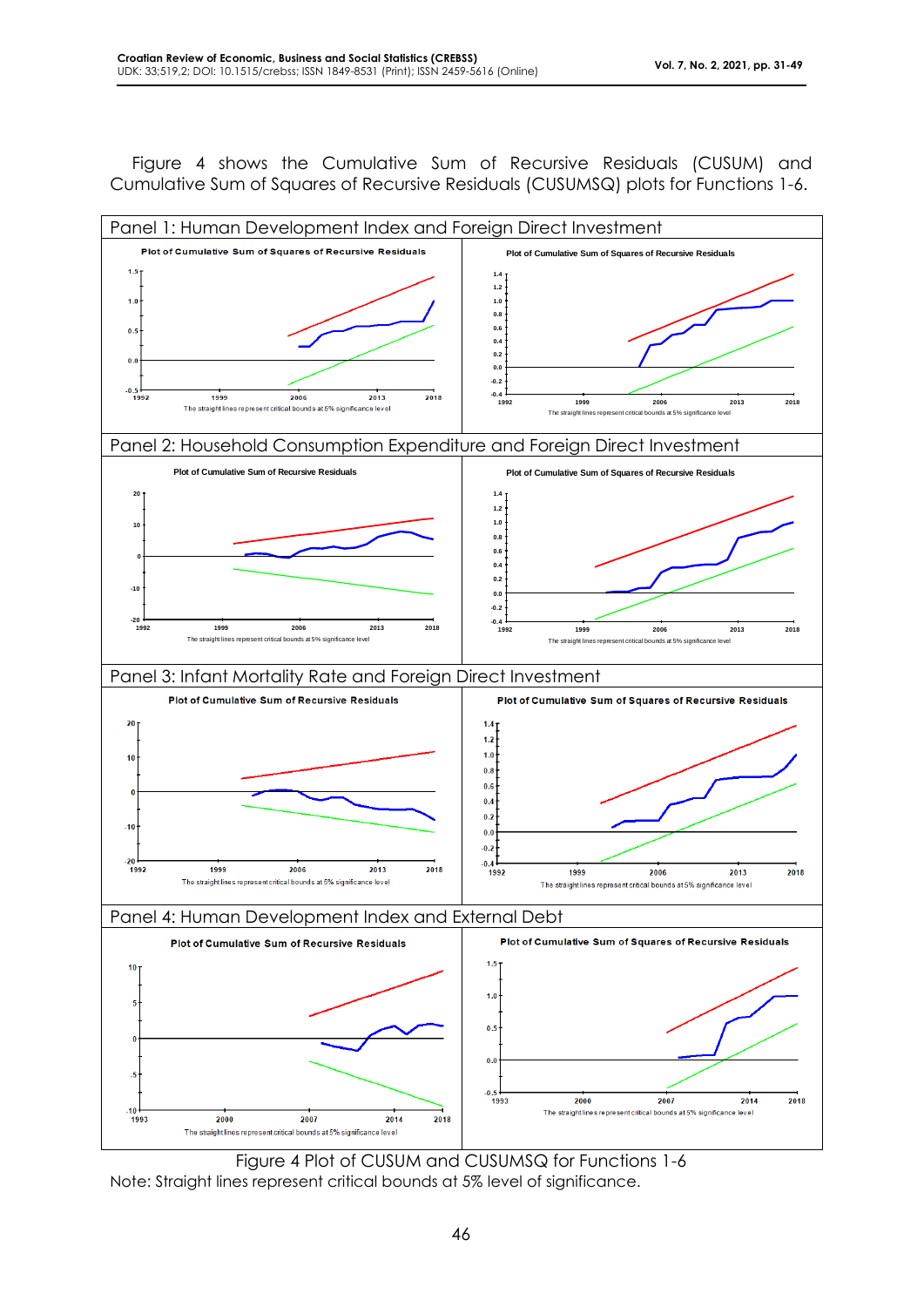Figure 4 shows the Cumulative Sum of Recursive Residuals (CUSUM) and Cumulative Sum of Squares of Recursive Residuals (CUSUMSQ) plots for Functions 1-6.

Panel 1: Human Development Index and Foreign Direct Investment

Panel 2: Household Consumption Expenditure and Foreign Direct Investment

Panel 3: Infant Mortality Rate and Foreign Direct Investment

Panel 4: Human Development Index and External Debt

Figure 4 Plot of CUSUM and CUSUMSQ for Functions 1-6

Note: Straight lines represent critical bounds at 5% level of significance.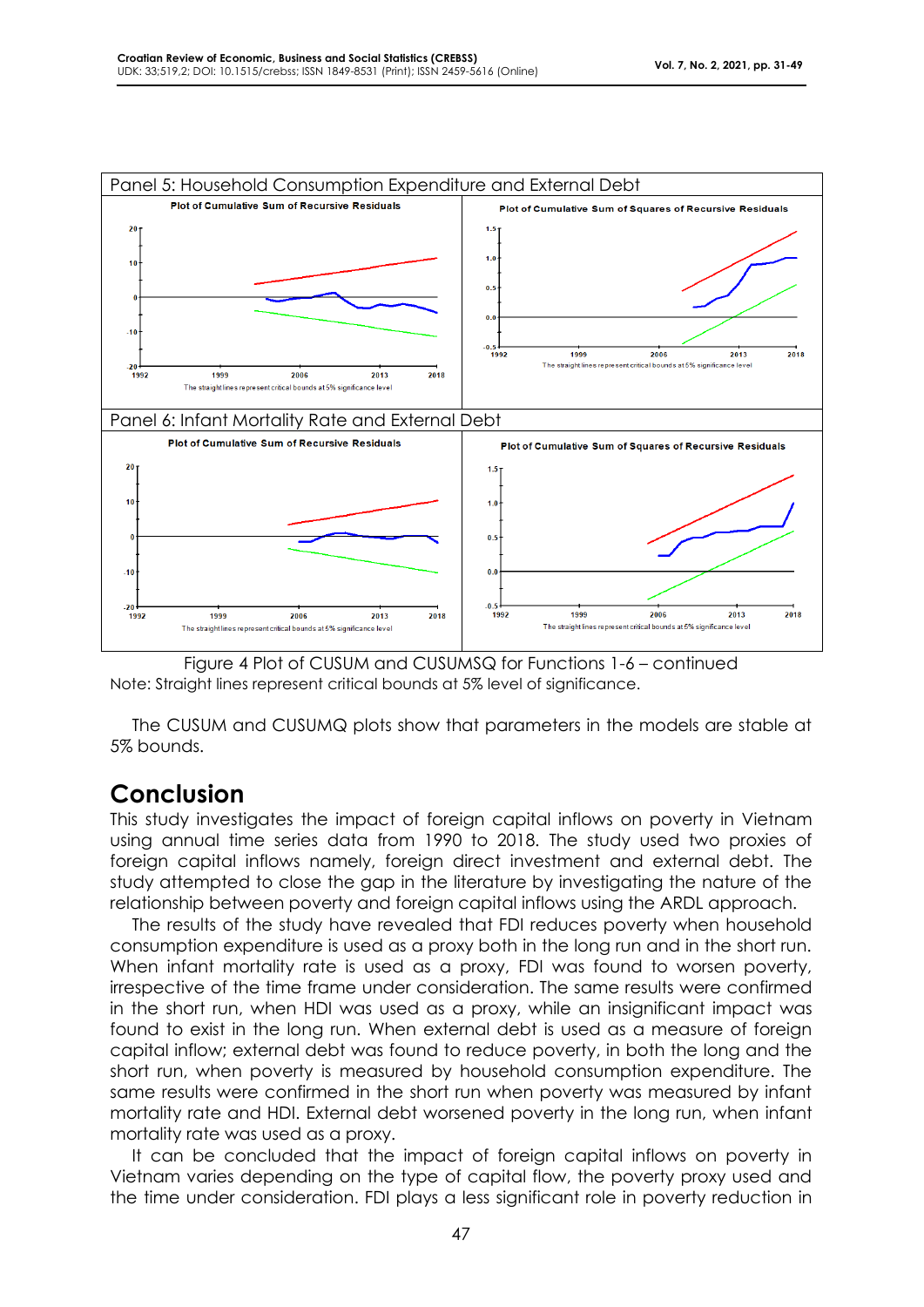Panel 5: Household Consumption Expenditure and External Debt

Panel 6: Infant Mortality Rate and External Debt

Figure 4 Plot of CUSUM and CUSUMSQ for Functions 1-6 – continued
Note: Straight lines represent critical bounds at 5% level of significance.

The CUSUM and CUSUMQ plots show that parameters in the models are stable at 5% bounds.

# Conclusion

This study investigates the impact of foreign capital inflows on poverty in Vietnam using annual time series data from 1990 to 2018. The study used two proxies of foreign capital inflows namely, foreign direct investment and external debt. The study attempted to close the gap in the literature by investigating the nature of the relationship between poverty and foreign capital inflows using the ARDL approach.

The results of the study have revealed that FDI reduces poverty when household consumption expenditure is used as a proxy both in the long run and in the short run. When infant mortality rate is used as a proxy, FDI was found to worsen poverty, irrespective of the time frame under consideration. The same results were confirmed in the short run, when HDI was used as a proxy, while an insignificant impact was found to exist in the long run. When external debt is used as a measure of foreign capital inflow; external debt was found to reduce poverty, in both the long and the short run, when poverty is measured by household consumption expenditure. The same results were confirmed in the short run when poverty was measured by infant mortality rate and HDI. External debt worsened poverty in the long run, when infant mortality rate was used as a proxy.

It can be concluded that the impact of foreign capital inflows on poverty in Vietnam varies depending on the type of capital flow, the poverty proxy used and the time under consideration. FDI plays a less significant role in poverty reduction in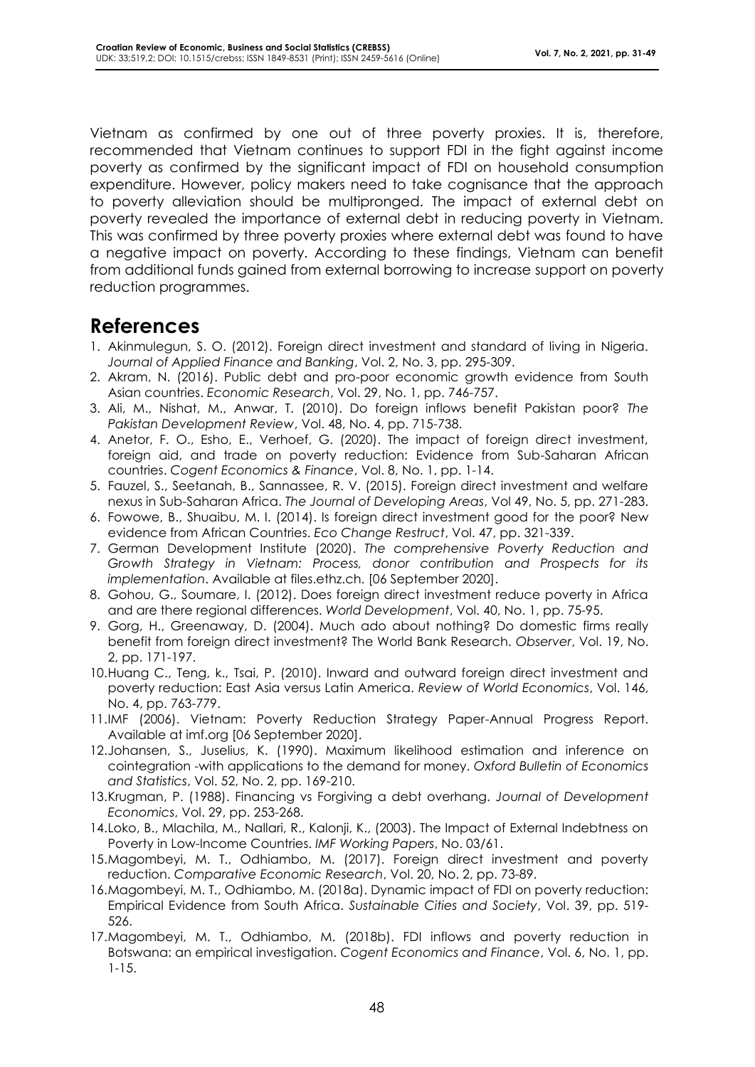Vietnam as confirmed by one out of three poverty proxies. It is, therefore, recommended that Vietnam continues to support FDI in the fight against income poverty as confirmed by the significant impact of FDI on household consumption expenditure. However, policy makers need to take cognisance that the approach to poverty alleviation should be multipronged. The impact of external debt on poverty revealed the importance of external debt in reducing poverty in Vietnam. This was confirmed by three poverty proxies where external debt was found to have a negative impact on poverty. According to these findings, Vietnam can benefit from additional funds gained from external borrowing to increase support on poverty reduction programmes.

# References

1. Akinmulegun, S. O. (2012). Foreign direct investment and standard of living in Nigeria. *Journal of Applied Finance and Banking*, Vol. 2, No. 3, pp. 295-309.
2. Akram, N. (2016). Public debt and pro-poor economic growth evidence from South Asian countries. *Economic Research*, Vol. 29, No. 1, pp. 746-757.
3. Ali, M., Nishat, M., Anwar, T. (2010). Do foreign inflows benefit Pakistan poor? *The Pakistan Development Review*, Vol. 48, No. 4, pp. 715-738.
4. Anetor, F. O., Esho, E., Verhoef, G. (2020). The impact of foreign direct investment, foreign aid, and trade on poverty reduction: Evidence from Sub-Saharan African countries. *Cogent Economics & Finance*, Vol. 8, No. 1, pp. 1-14.
5. Fauzel, S., Seetanah, B., Sannassee, R. V. (2015). Foreign direct investment and welfare nexus in Sub-Saharan Africa. *The Journal of Developing Areas*, Vol 49, No. 5, pp. 271-283.
6. Fowowe, B., Shuaibu, M. I. (2014). Is foreign direct investment good for the poor? New evidence from African Countries. *Eco Change Restruct*, Vol. 47, pp. 321-339.
7. German Development Institute (2020). *The comprehensive Poverty Reduction and Growth Strategy in Vietnam: Process, donor contribution and Prospects for its implementation*. Available at files.ethz.ch. [06 September 2020].
8. Gohou, G., Soumare, I. (2012). Does foreign direct investment reduce poverty in Africa and are there regional differences. *World Development*, Vol. 40, No. 1, pp. 75-95.
9. Gorg, H., Greenaway, D. (2004). Much ado about nothing? Do domestic firms really benefit from foreign direct investment? The World Bank Research. *Observer*, Vol. 19, No. 2, pp. 171-197.
10. Huang C., Teng, k., Tsai, P. (2010). Inward and outward foreign direct investment and poverty reduction: East Asia versus Latin America. *Review of World Economics*, Vol. 146, No. 4, pp. 763-779.
11. IMF (2006). Vietnam: Poverty Reduction Strategy Paper-Annual Progress Report. Available at imf.org [06 September 2020].
12. Johansen, S., Juselius, K. (1990). Maximum likelihood estimation and inference on cointegration -with applications to the demand for money. *Oxford Bulletin of Economics and Statistics*, Vol. 52, No. 2, pp. 169-210.
13. Krugman, P. (1988). Financing vs Forgiving a debt overhang. *Journal of Development Economics*, Vol. 29, pp. 253-268.
14. Loko, B., Mlachila, M., Nallari, R., Kalonji, K., (2003). The Impact of External Indebtness on Poverty in Low-Income Countries. *IMF Working Papers*, No. 03/61.
15. Magombeyi, M. T., Odhiambo, M. (2017). Foreign direct investment and poverty reduction. *Comparative Economic Research*, Vol. 20, No. 2, pp. 73-89.
16. Magombeyi, M. T., Odhiambo, M. (2018a). Dynamic impact of FDI on poverty reduction: Empirical Evidence from South Africa. *Sustainable Cities and Society*, Vol. 39, pp. 519-526.
17. Magombeyi, M. T., Odhiambo, M. (2018b). FDI inflows and poverty reduction in Botswana: an empirical investigation. *Cogent Economics and Finance*, Vol. 6, No. 1, pp. 1-15.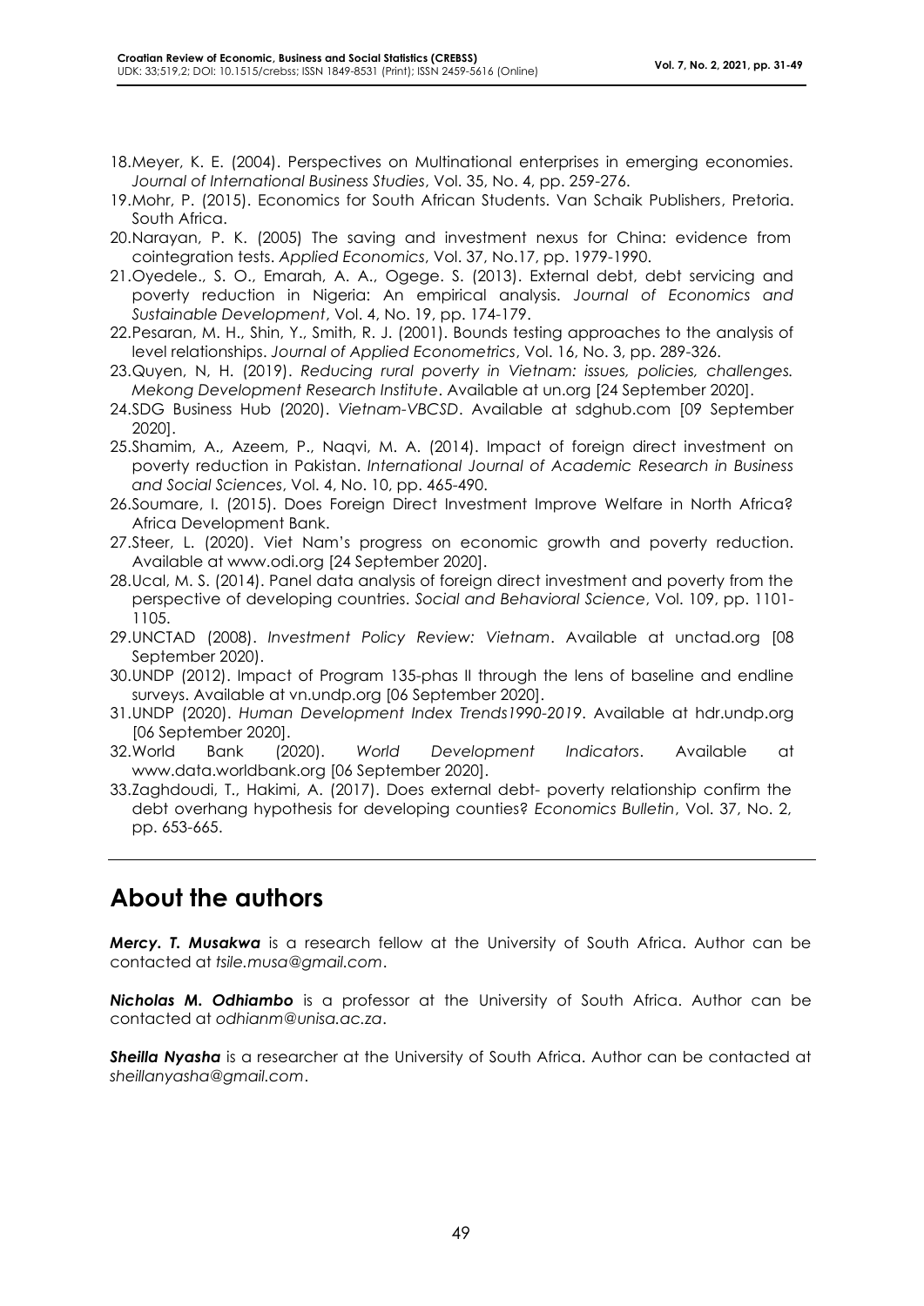18. Meyer, K. E. (2004). Perspectives on Multinational enterprises in emerging economies. *Journal of International Business Studies*, Vol. 35, No. 4, pp. 259-276.
19. Mohr, P. (2015). Economics for South African Students. Van Schaik Publishers, Pretoria. South Africa.
20. Narayan, P. K. (2005) The saving and investment nexus for China: evidence from cointegration tests. *Applied Economics*, Vol. 37, No.17, pp. 1979-1990.
21. Oyedele., S. O., Emarah, A. A., Ogege. S. (2013). External debt, debt servicing and poverty reduction in Nigeria: An empirical analysis. *Journal of Economics and Sustainable Development*, Vol. 4, No. 19, pp. 174-179.
22. Pesaran, M. H., Shin, Y., Smith, R. J. (2001). Bounds testing approaches to the analysis of level relationships. *Journal of Applied Econometrics*, Vol. 16, No. 3, pp. 289-326.
23. Quyen, N, H. (2019). *Reducing rural poverty in Vietnam: issues, policies, challenges. Mekong Development Research Institute*. Available at un.org [24 September 2020].
24. SDG Business Hub (2020). *Vietnam-VBCSD*. Available at sdghub.com [09 September 2020].
25. Shamim, A., Azeem, P., Naqvi, M. A. (2014). Impact of foreign direct investment on poverty reduction in Pakistan. *International Journal of Academic Research in Business and Social Sciences*, Vol. 4, No. 10, pp. 465-490.
26. Soumare, I. (2015). Does Foreign Direct Investment Improve Welfare in North Africa? Africa Development Bank.
27. Steer, L. (2020). Viet Nam's progress on economic growth and poverty reduction. Available at www.odi.org [24 September 2020].
28. Ucal, M. S. (2014). Panel data analysis of foreign direct investment and poverty from the perspective of developing countries. *Social and Behavioral Science*, Vol. 109, pp. 1101-1105.
29. UNCTAD (2008). *Investment Policy Review: Vietnam*. Available at unctad.org [08 September 2020).
30. UNDP (2012). Impact of Program 135-phas II through the lens of baseline and endline surveys. Available at vn.undp.org [06 September 2020].
31. UNDP (2020). *Human Development Index Trends1990-2019*. Available at hdr.undp.org [06 September 2020].
32. World Bank (2020). *World Development Indicators*. Available at www.data.worldbank.org [06 September 2020].
33. Zaghdoudi, T., Hakimi, A. (2017). Does external debt- poverty relationship confirm the debt overhang hypothesis for developing counties? *Economics Bulletin*, Vol. 37, No. 2, pp. 653-665.

## About the authors

***Mercy. T. Musakwa*** is a research fellow at the University of South Africa. Author can be contacted at *tsile.musa@gmail.com*.

***Nicholas M. Odhiambo*** is a professor at the University of South Africa. Author can be contacted at *odhianm@unisa.ac.za*.

***Sheilla Nyasha*** is a researcher at the University of South Africa. Author can be contacted at *sheillanyasha@gmail.com*.